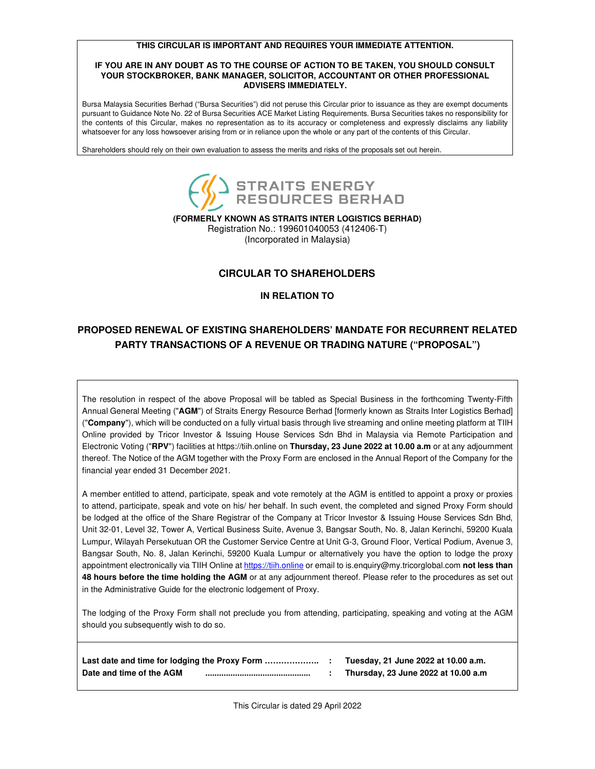**THIS CIRCULAR IS IMPORTANT AND REQUIRES YOUR IMMEDIATE ATTENTION.**

**IF YOU ARE IN ANY DOUBT AS TO THE COURSE OF ACTION TO BE TAKEN, YOU SHOULD CONSULT YOUR STOCKBROKER, BANK MANAGER, SOLICITOR, ACCOUNTANT OR OTHER PROFESSIONAL ADVISERS IMMEDIATELY.**

Bursa Malaysia Securities Berhad ("Bursa Securities") did not peruse this Circular prior to issuance as they are exempt documents pursuant to Guidance Note No. 22 of Bursa Securities ACE Market Listing Requirements. Bursa Securities takes no responsibility for the contents of this Circular, makes no representation as to its accuracy or completeness and expressly disclaims any liability whatsoever for any loss howsoever arising from or in reliance upon the whole or any part of the contents of this Circular.

Shareholders should rely on their own evaluation to assess the merits and risks of the proposals set out herein.

**STRAITS ENERGY RESOURCES BERHAD**

**(FORMERLY KNOWN AS STRAITS INTER LOGISTICS BERHAD)**
Registration No.: 199601040053 (412406-T)
(Incorporated in Malaysia)

## CIRCULAR TO SHAREHOLDERS

**IN RELATION TO**

## PROPOSED RENEWAL OF EXISTING SHAREHOLDERS' MANDATE FOR RECURRENT RELATED PARTY TRANSACTIONS OF A REVENUE OR TRADING NATURE ("PROPOSAL")

The resolution in respect of the above Proposal will be tabled as Special Business in the forthcoming Twenty-Fifth Annual General Meeting ("**AGM**") of Straits Energy Resource Berhad [formerly known as Straits Inter Logistics Berhad] ("**Company**"), which will be conducted on a fully virtual basis through live streaming and online meeting platform at TIIH Online provided by Tricor Investor & Issuing House Services Sdn Bhd in Malaysia via Remote Participation and Electronic Voting ("**RPV**") facilities at https://tiih.online on **Thursday, 23 June 2022 at 10.00 a.m** or at any adjournment thereof. The Notice of the AGM together with the Proxy Form are enclosed in the Annual Report of the Company for the financial year ended 31 December 2021.

A member entitled to attend, participate, speak and vote remotely at the AGM is entitled to appoint a proxy or proxies to attend, participate, speak and vote on his/ her behalf. In such event, the completed and signed Proxy Form should be lodged at the office of the Share Registrar of the Company at Tricor Investor & Issuing House Services Sdn Bhd, Unit 32-01, Level 32, Tower A, Vertical Business Suite, Avenue 3, Bangsar South, No. 8, Jalan Kerinchi, 59200 Kuala Lumpur, Wilayah Persekutuan OR the Customer Service Centre at Unit G-3, Ground Floor, Vertical Podium, Avenue 3, Bangsar South, No. 8, Jalan Kerinchi, 59200 Kuala Lumpur or alternatively you have the option to lodge the proxy appointment electronically via TIIH Online at https://tiih.online or email to is.enquiry@my.tricorglobal.com **not less than 48 hours before the time holding the AGM** or at any adjournment thereof. Please refer to the procedures as set out in the Administrative Guide for the electronic lodgement of Proxy.

The lodging of the Proxy Form shall not preclude you from attending, participating, speaking and voting at the AGM should you subsequently wish to do so.

| | | |
|---|---|---|
| **Last date and time for lodging the Proxy Form ………………..** | **:** | **Tuesday, 21 June 2022 at 10.00 a.m.** |
| **Date and time of the AGM .............................................** | **:** | **Thursday, 23 June 2022 at 10.00 a.m** |

This Circular is dated 29 April 2022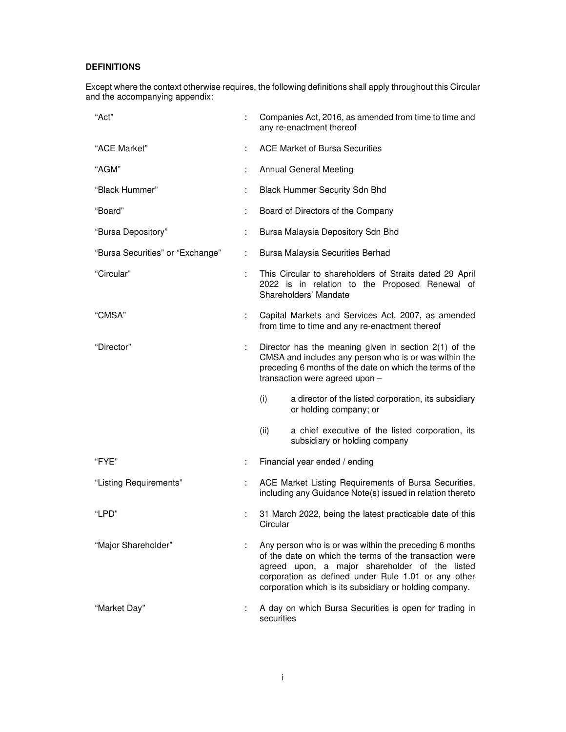**DEFINITIONS**

Except where the context otherwise requires, the following definitions shall apply throughout this Circular and the accompanying appendix:

| | | |
|---|---|---|
| "Act" | : | Companies Act, 2016, as amended from time to time and any re-enactment thereof |
| "ACE Market" | : | ACE Market of Bursa Securities |
| "AGM" | : | Annual General Meeting |
| "Black Hummer" | : | Black Hummer Security Sdn Bhd |
| "Board" | : | Board of Directors of the Company |
| "Bursa Depository" | : | Bursa Malaysia Depository Sdn Bhd |
| "Bursa Securities" or "Exchange" | : | Bursa Malaysia Securities Berhad |
| "Circular" | : | This Circular to shareholders of Straits dated 29 April 2022 is in relation to the Proposed Renewal of Shareholders' Mandate |
| "CMSA" | : | Capital Markets and Services Act, 2007, as amended from time to time and any re-enactment thereof |
| "Director" | : | Director has the meaning given in section 2(1) of the CMSA and includes any person who is or was within the preceding 6 months of the date on which the terms of the transaction were agreed upon –<br>(i) a director of the listed corporation, its subsidiary or holding company; or<br>(ii) a chief executive of the listed corporation, its subsidiary or holding company |
| "FYE" | : | Financial year ended / ending |
| "Listing Requirements" | : | ACE Market Listing Requirements of Bursa Securities, including any Guidance Note(s) issued in relation thereto |
| "LPD" | : | 31 March 2022, being the latest practicable date of this Circular |
| "Major Shareholder" | : | Any person who is or was within the preceding 6 months of the date on which the terms of the transaction were agreed upon, a major shareholder of the listed corporation as defined under Rule 1.01 or any other corporation which is its subsidiary or holding company. |
| "Market Day" | : | A day on which Bursa Securities is open for trading in securities |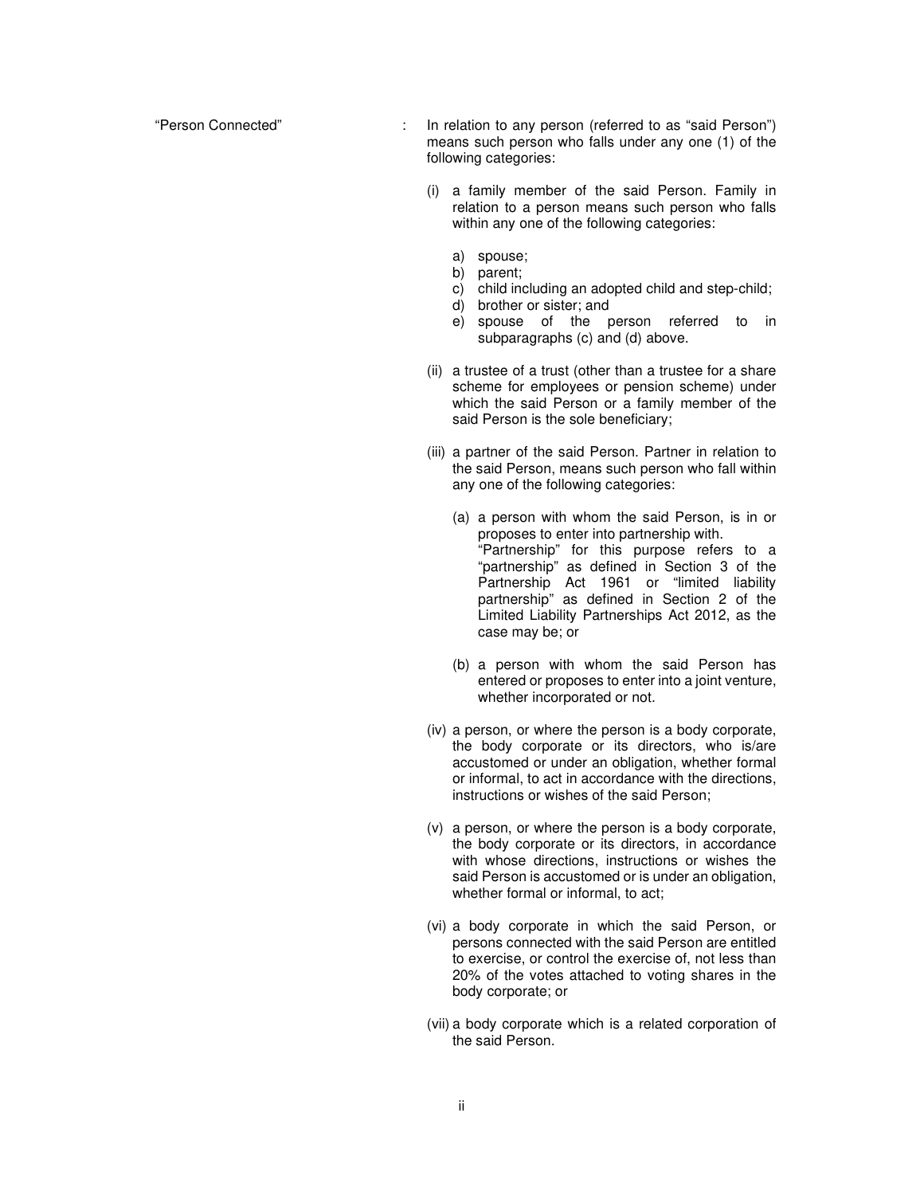"Person Connected" : In relation to any person (referred to as "said Person") means such person who falls under any one (1) of the following categories:

(i) a family member of the said Person. Family in relation to a person means such person who falls within any one of the following categories:

   a) spouse;
   b) parent;
   c) child including an adopted child and step-child;
   d) brother or sister; and
   e) spouse of the person referred to in subparagraphs (c) and (d) above.

(ii) a trustee of a trust (other than a trustee for a share scheme for employees or pension scheme) under which the said Person or a family member of the said Person is the sole beneficiary;

(iii) a partner of the said Person. Partner in relation to the said Person, means such person who fall within any one of the following categories:

   (a) a person with whom the said Person, is in or proposes to enter into partnership with. "Partnership" for this purpose refers to a "partnership" as defined in Section 3 of the Partnership Act 1961 or "limited liability partnership" as defined in Section 2 of the Limited Liability Partnerships Act 2012, as the case may be; or

   (b) a person with whom the said Person has entered or proposes to enter into a joint venture, whether incorporated or not.

(iv) a person, or where the person is a body corporate, the body corporate or its directors, who is/are accustomed or under an obligation, whether formal or informal, to act in accordance with the directions, instructions or wishes of the said Person;

(v) a person, or where the person is a body corporate, the body corporate or its directors, in accordance with whose directions, instructions or wishes the said Person is accustomed or is under an obligation, whether formal or informal, to act;

(vi) a body corporate in which the said Person, or persons connected with the said Person are entitled to exercise, or control the exercise of, not less than 20% of the votes attached to voting shares in the body corporate; or

(vii) a body corporate which is a related corporation of the said Person.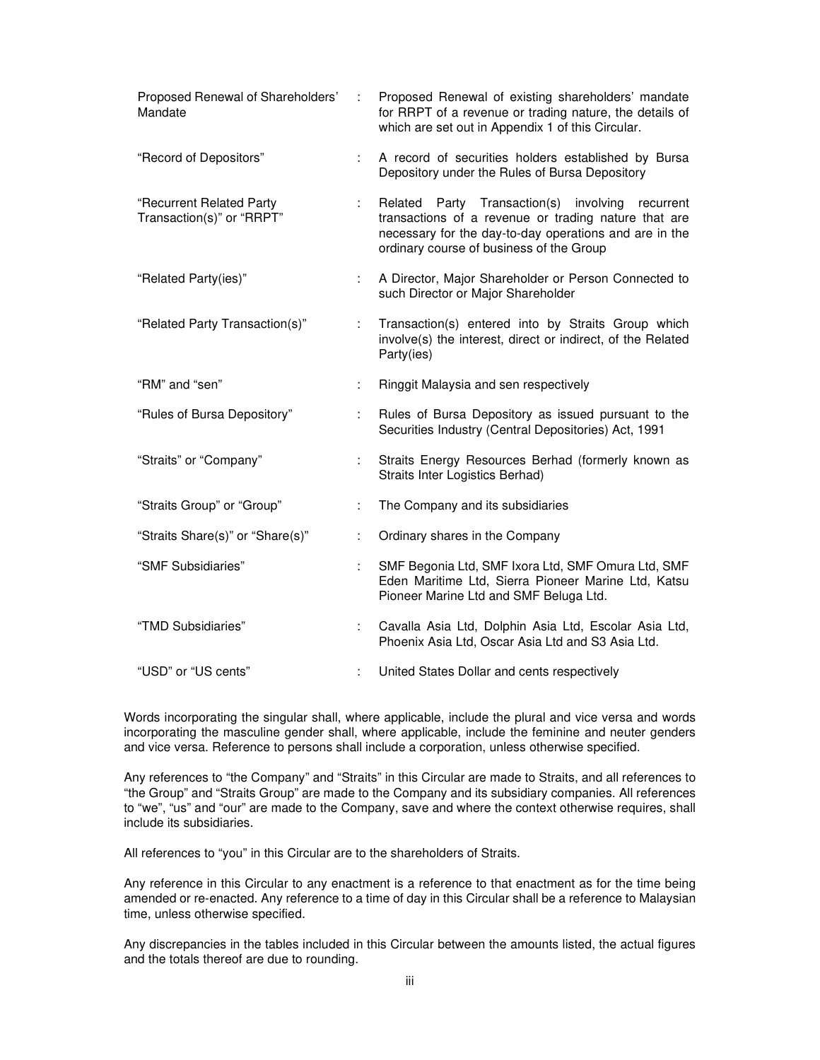| | | |
|---|---|---|
| Proposed Renewal of Shareholders' Mandate | : | Proposed Renewal of existing shareholders' mandate for RRPT of a revenue or trading nature, the details of which are set out in Appendix 1 of this Circular. |
| "Record of Depositors" | : | A record of securities holders established by Bursa Depository under the Rules of Bursa Depository |
| "Recurrent Related Party Transaction(s)" or "RRPT" | : | Related Party Transaction(s) involving recurrent transactions of a revenue or trading nature that are necessary for the day-to-day operations and are in the ordinary course of business of the Group |
| "Related Party(ies)" | : | A Director, Major Shareholder or Person Connected to such Director or Major Shareholder |
| "Related Party Transaction(s)" | : | Transaction(s) entered into by Straits Group which involve(s) the interest, direct or indirect, of the Related Party(ies) |
| "RM" and "sen" | : | Ringgit Malaysia and sen respectively |
| "Rules of Bursa Depository" | : | Rules of Bursa Depository as issued pursuant to the Securities Industry (Central Depositories) Act, 1991 |
| "Straits" or "Company" | : | Straits Energy Resources Berhad (formerly known as Straits Inter Logistics Berhad) |
| "Straits Group" or "Group" | : | The Company and its subsidiaries |
| "Straits Share(s)" or "Share(s)" | : | Ordinary shares in the Company |
| "SMF Subsidiaries" | : | SMF Begonia Ltd, SMF Ixora Ltd, SMF Omura Ltd, SMF Eden Maritime Ltd, Sierra Pioneer Marine Ltd, Katsu Pioneer Marine Ltd and SMF Beluga Ltd. |
| "TMD Subsidiaries" | : | Cavalla Asia Ltd, Dolphin Asia Ltd, Escolar Asia Ltd, Phoenix Asia Ltd, Oscar Asia Ltd and S3 Asia Ltd. |
| "USD" or "US cents" | : | United States Dollar and cents respectively |

Words incorporating the singular shall, where applicable, include the plural and vice versa and words incorporating the masculine gender shall, where applicable, include the feminine and neuter genders and vice versa. Reference to persons shall include a corporation, unless otherwise specified.

Any references to "the Company" and "Straits" in this Circular are made to Straits, and all references to "the Group" and "Straits Group" are made to the Company and its subsidiary companies. All references to "we", "us" and "our" are made to the Company, save and where the context otherwise requires, shall include its subsidiaries.

All references to "you" in this Circular are to the shareholders of Straits.

Any reference in this Circular to any enactment is a reference to that enactment as for the time being amended or re-enacted. Any reference to a time of day in this Circular shall be a reference to Malaysian time, unless otherwise specified.

Any discrepancies in the tables included in this Circular between the amounts listed, the actual figures and the totals thereof are due to rounding.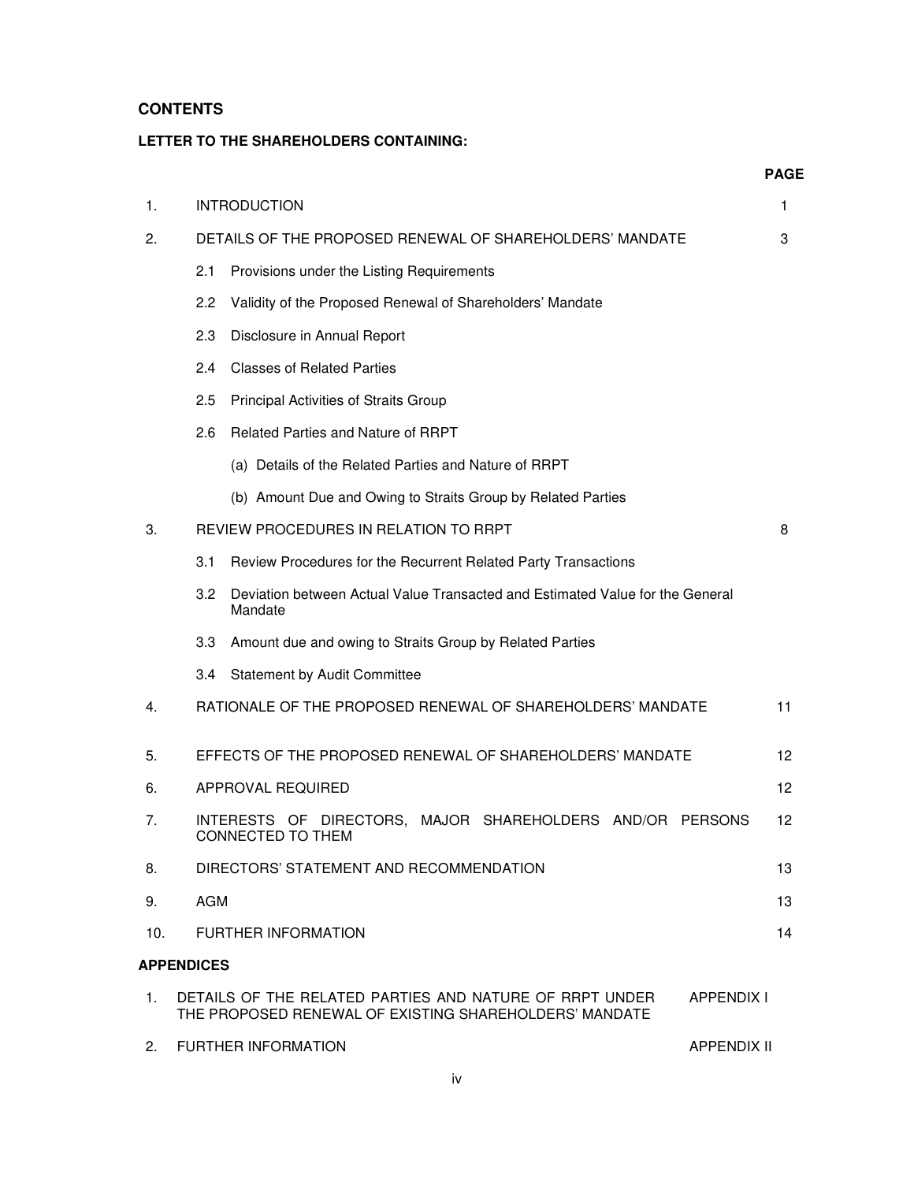## CONTENTS

**LETTER TO THE SHAREHOLDERS CONTAINING:**

| | | PAGE |
|---|---|---|
| 1. | INTRODUCTION | 1 |
| 2. | DETAILS OF THE PROPOSED RENEWAL OF SHAREHOLDERS' MANDATE | 3 |
| | 2.1 Provisions under the Listing Requirements | |
| | 2.2 Validity of the Proposed Renewal of Shareholders' Mandate | |
| | 2.3 Disclosure in Annual Report | |
| | 2.4 Classes of Related Parties | |
| | 2.5 Principal Activities of Straits Group | |
| | 2.6 Related Parties and Nature of RRPT | |
| | (a) Details of the Related Parties and Nature of RRPT | |
| | (b) Amount Due and Owing to Straits Group by Related Parties | |
| 3. | REVIEW PROCEDURES IN RELATION TO RRPT | 8 |
| | 3.1 Review Procedures for the Recurrent Related Party Transactions | |
| | 3.2 Deviation between Actual Value Transacted and Estimated Value for the General Mandate | |
| | 3.3 Amount due and owing to Straits Group by Related Parties | |
| | 3.4 Statement by Audit Committee | |
| 4. | RATIONALE OF THE PROPOSED RENEWAL OF SHAREHOLDERS' MANDATE | 11 |
| 5. | EFFECTS OF THE PROPOSED RENEWAL OF SHAREHOLDERS' MANDATE | 12 |
| 6. | APPROVAL REQUIRED | 12 |
| 7. | INTERESTS OF DIRECTORS, MAJOR SHAREHOLDERS AND/OR PERSONS CONNECTED TO THEM | 12 |
| 8. | DIRECTORS' STATEMENT AND RECOMMENDATION | 13 |
| 9. | AGM | 13 |
| 10. | FURTHER INFORMATION | 14 |

**APPENDICES**

| | | |
|---|---|---|
| 1. | DETAILS OF THE RELATED PARTIES AND NATURE OF RRPT UNDER THE PROPOSED RENEWAL OF EXISTING SHAREHOLDERS' MANDATE | APPENDIX I |
| 2. | FURTHER INFORMATION | APPENDIX II |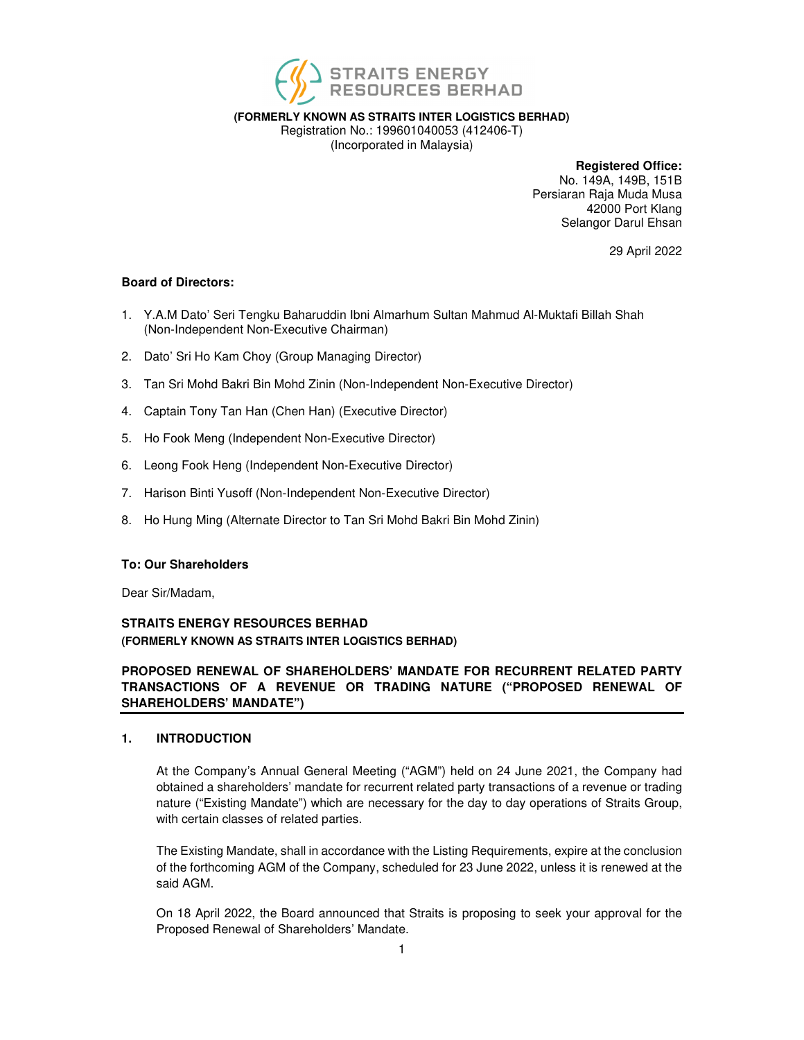**STRAITS ENERGY RESOURCES BERHAD**

**(FORMERLY KNOWN AS STRAITS INTER LOGISTICS BERHAD)**
Registration No.: 199601040053 (412406-T)
(Incorporated in Malaysia)

**Registered Office:**
No. 149A, 149B, 151B
Persiaran Raja Muda Musa
42000 Port Klang
Selangor Darul Ehsan

29 April 2022

**Board of Directors:**

1. Y.A.M Dato' Seri Tengku Baharuddin Ibni Almarhum Sultan Mahmud Al-Muktafi Billah Shah (Non-Independent Non-Executive Chairman)
2. Dato' Sri Ho Kam Choy (Group Managing Director)
3. Tan Sri Mohd Bakri Bin Mohd Zinin (Non-Independent Non-Executive Director)
4. Captain Tony Tan Han (Chen Han) (Executive Director)
5. Ho Fook Meng (Independent Non-Executive Director)
6. Leong Fook Heng (Independent Non-Executive Director)
7. Harison Binti Yusoff (Non-Independent Non-Executive Director)
8. Ho Hung Ming (Alternate Director to Tan Sri Mohd Bakri Bin Mohd Zinin)

**To: Our Shareholders**

Dear Sir/Madam,

**STRAITS ENERGY RESOURCES BERHAD**
**(FORMERLY KNOWN AS STRAITS INTER LOGISTICS BERHAD)**

**PROPOSED RENEWAL OF SHAREHOLDERS' MANDATE FOR RECURRENT RELATED PARTY TRANSACTIONS OF A REVENUE OR TRADING NATURE ("PROPOSED RENEWAL OF SHAREHOLDERS' MANDATE")**

## 1. INTRODUCTION

At the Company's Annual General Meeting ("AGM") held on 24 June 2021, the Company had obtained a shareholders' mandate for recurrent related party transactions of a revenue or trading nature ("Existing Mandate") which are necessary for the day to day operations of Straits Group, with certain classes of related parties.

The Existing Mandate, shall in accordance with the Listing Requirements, expire at the conclusion of the forthcoming AGM of the Company, scheduled for 23 June 2022, unless it is renewed at the said AGM.

On 18 April 2022, the Board announced that Straits is proposing to seek your approval for the Proposed Renewal of Shareholders' Mandate.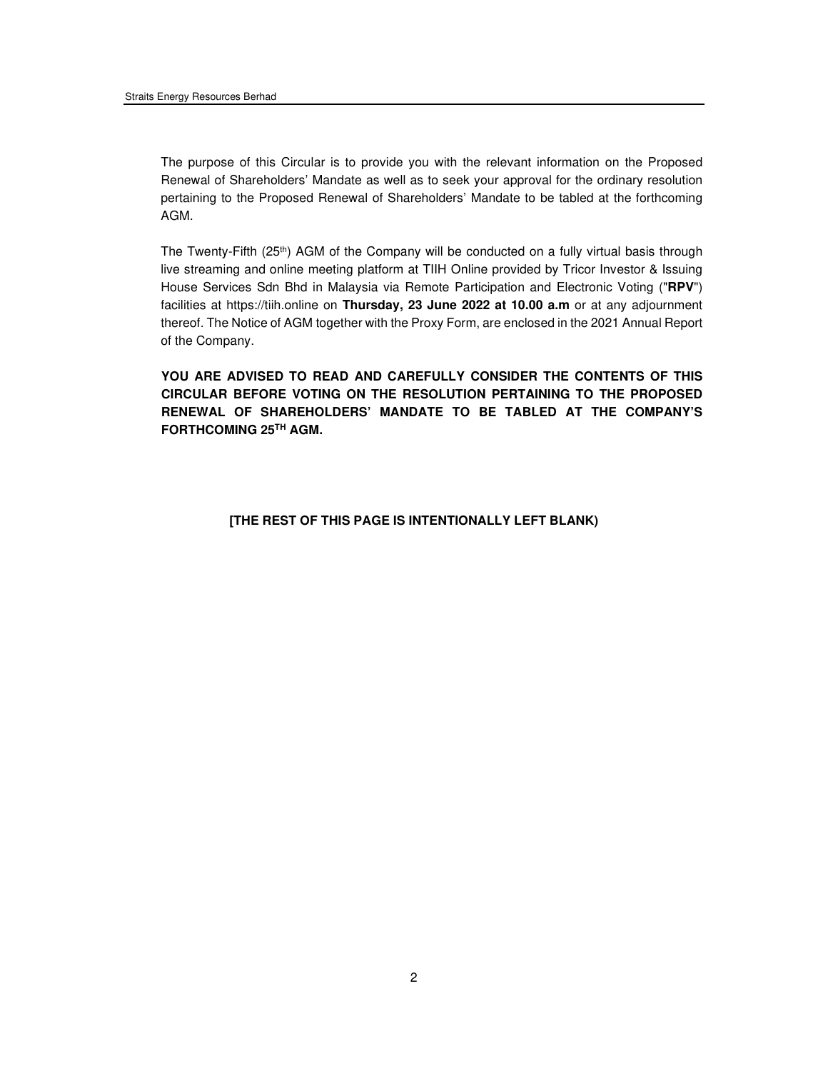The purpose of this Circular is to provide you with the relevant information on the Proposed Renewal of Shareholders' Mandate as well as to seek your approval for the ordinary resolution pertaining to the Proposed Renewal of Shareholders' Mandate to be tabled at the forthcoming AGM.

The Twenty-Fifth (25th) AGM of the Company will be conducted on a fully virtual basis through live streaming and online meeting platform at TIIH Online provided by Tricor Investor & Issuing House Services Sdn Bhd in Malaysia via Remote Participation and Electronic Voting ("**RPV**") facilities at https://tiih.online on **Thursday, 23 June 2022 at 10.00 a.m** or at any adjournment thereof. The Notice of AGM together with the Proxy Form, are enclosed in the 2021 Annual Report of the Company.

**YOU ARE ADVISED TO READ AND CAREFULLY CONSIDER THE CONTENTS OF THIS CIRCULAR BEFORE VOTING ON THE RESOLUTION PERTAINING TO THE PROPOSED RENEWAL OF SHAREHOLDERS' MANDATE TO BE TABLED AT THE COMPANY'S FORTHCOMING 25TH AGM.**

**[THE REST OF THIS PAGE IS INTENTIONALLY LEFT BLANK)**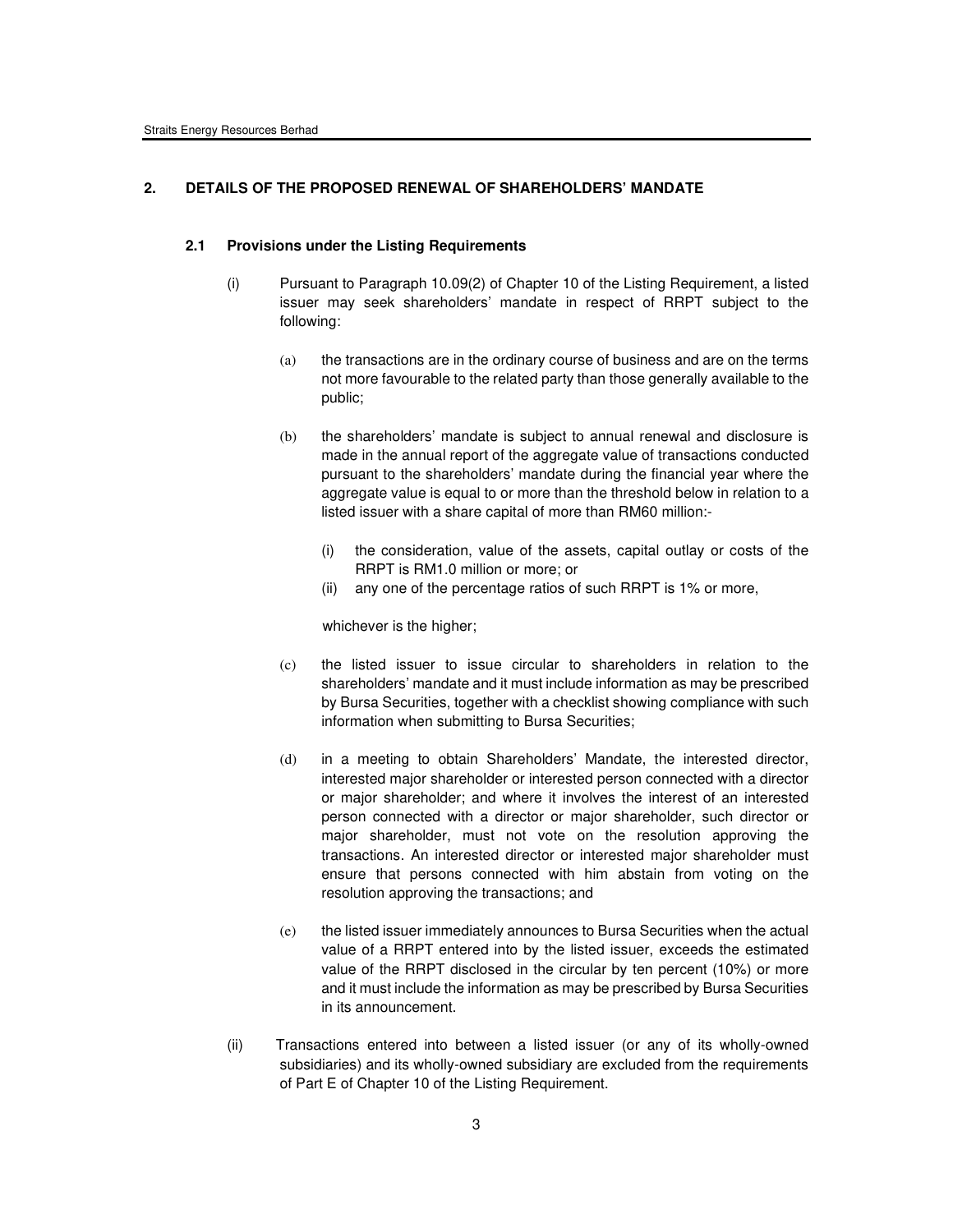## 2. DETAILS OF THE PROPOSED RENEWAL OF SHAREHOLDERS' MANDATE

### 2.1 Provisions under the Listing Requirements

(i) Pursuant to Paragraph 10.09(2) of Chapter 10 of the Listing Requirement, a listed issuer may seek shareholders' mandate in respect of RRPT subject to the following:

(a) the transactions are in the ordinary course of business and are on the terms not more favourable to the related party than those generally available to the public;

(b) the shareholders' mandate is subject to annual renewal and disclosure is made in the annual report of the aggregate value of transactions conducted pursuant to the shareholders' mandate during the financial year where the aggregate value is equal to or more than the threshold below in relation to a listed issuer with a share capital of more than RM60 million:-

(i) the consideration, value of the assets, capital outlay or costs of the RRPT is RM1.0 million or more; or
(ii) any one of the percentage ratios of such RRPT is 1% or more,

whichever is the higher;

(c) the listed issuer to issue circular to shareholders in relation to the shareholders' mandate and it must include information as may be prescribed by Bursa Securities, together with a checklist showing compliance with such information when submitting to Bursa Securities;

(d) in a meeting to obtain Shareholders' Mandate, the interested director, interested major shareholder or interested person connected with a director or major shareholder; and where it involves the interest of an interested person connected with a director or major shareholder, such director or major shareholder, must not vote on the resolution approving the transactions. An interested director or interested major shareholder must ensure that persons connected with him abstain from voting on the resolution approving the transactions; and

(e) the listed issuer immediately announces to Bursa Securities when the actual value of a RRPT entered into by the listed issuer, exceeds the estimated value of the RRPT disclosed in the circular by ten percent (10%) or more and it must include the information as may be prescribed by Bursa Securities in its announcement.

(ii) Transactions entered into between a listed issuer (or any of its wholly-owned subsidiaries) and its wholly-owned subsidiary are excluded from the requirements of Part E of Chapter 10 of the Listing Requirement.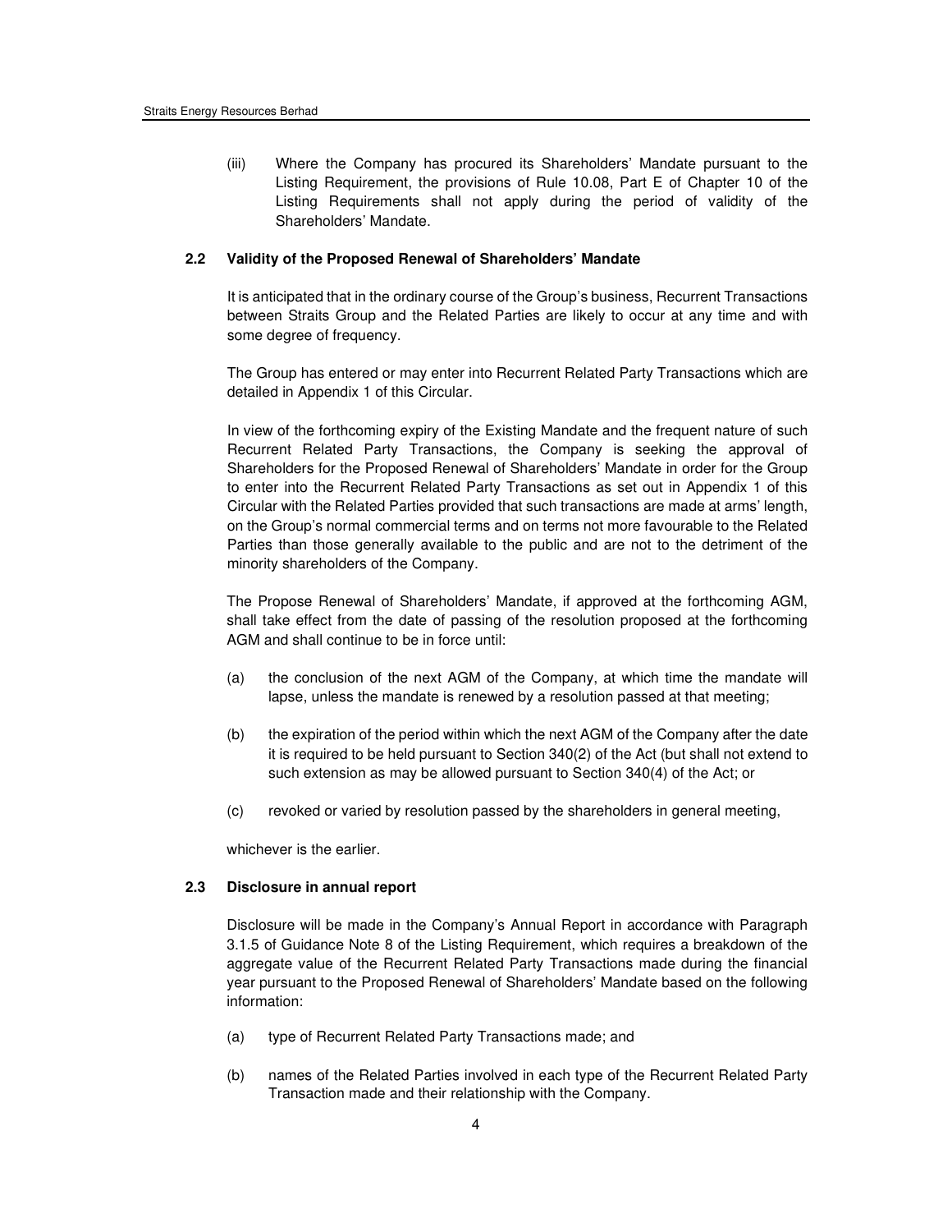(iii) Where the Company has procured its Shareholders' Mandate pursuant to the Listing Requirement, the provisions of Rule 10.08, Part E of Chapter 10 of the Listing Requirements shall not apply during the period of validity of the Shareholders' Mandate.

### 2.2 Validity of the Proposed Renewal of Shareholders' Mandate

It is anticipated that in the ordinary course of the Group's business, Recurrent Transactions between Straits Group and the Related Parties are likely to occur at any time and with some degree of frequency.

The Group has entered or may enter into Recurrent Related Party Transactions which are detailed in Appendix 1 of this Circular.

In view of the forthcoming expiry of the Existing Mandate and the frequent nature of such Recurrent Related Party Transactions, the Company is seeking the approval of Shareholders for the Proposed Renewal of Shareholders' Mandate in order for the Group to enter into the Recurrent Related Party Transactions as set out in Appendix 1 of this Circular with the Related Parties provided that such transactions are made at arms' length, on the Group's normal commercial terms and on terms not more favourable to the Related Parties than those generally available to the public and are not to the detriment of the minority shareholders of the Company.

The Propose Renewal of Shareholders' Mandate, if approved at the forthcoming AGM, shall take effect from the date of passing of the resolution proposed at the forthcoming AGM and shall continue to be in force until:

(a) the conclusion of the next AGM of the Company, at which time the mandate will lapse, unless the mandate is renewed by a resolution passed at that meeting;

(b) the expiration of the period within which the next AGM of the Company after the date it is required to be held pursuant to Section 340(2) of the Act (but shall not extend to such extension as may be allowed pursuant to Section 340(4) of the Act; or

(c) revoked or varied by resolution passed by the shareholders in general meeting,

whichever is the earlier.

### 2.3 Disclosure in annual report

Disclosure will be made in the Company's Annual Report in accordance with Paragraph 3.1.5 of Guidance Note 8 of the Listing Requirement, which requires a breakdown of the aggregate value of the Recurrent Related Party Transactions made during the financial year pursuant to the Proposed Renewal of Shareholders' Mandate based on the following information:

(a) type of Recurrent Related Party Transactions made; and

(b) names of the Related Parties involved in each type of the Recurrent Related Party Transaction made and their relationship with the Company.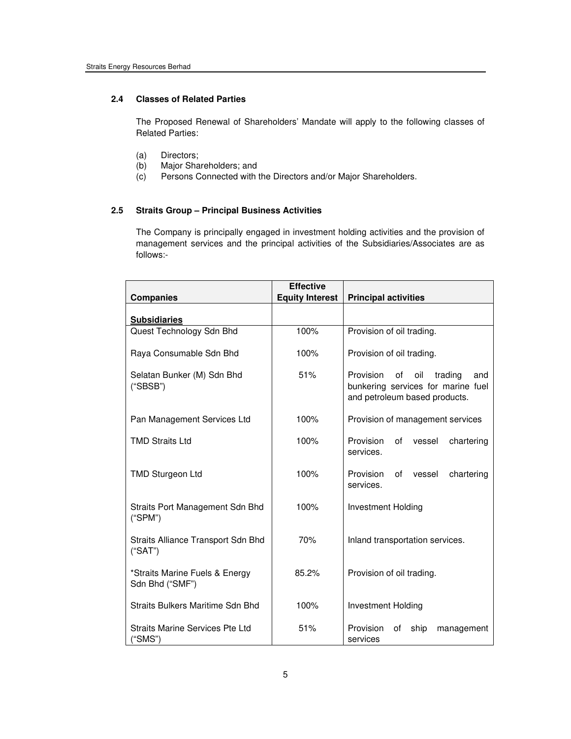### 2.4 Classes of Related Parties

The Proposed Renewal of Shareholders' Mandate will apply to the following classes of Related Parties:

(a) Directors;
(b) Major Shareholders; and
(c) Persons Connected with the Directors and/or Major Shareholders.

### 2.5 Straits Group – Principal Business Activities

The Company is principally engaged in investment holding activities and the provision of management services and the principal activities of the Subsidiaries/Associates are as follows:-

| Companies | Effective Equity Interest | Principal activities |
|---|---|---|
| **Subsidiaries** | | |
| Quest Technology Sdn Bhd | 100% | Provision of oil trading. |
| Raya Consumable Sdn Bhd | 100% | Provision of oil trading. |
| Selatan Bunker (M) Sdn Bhd ("SBSB") | 51% | Provision of oil trading and bunkering services for marine fuel and petroleum based products. |
| Pan Management Services Ltd | 100% | Provision of management services |
| TMD Straits Ltd | 100% | Provision of vessel chartering services. |
| TMD Sturgeon Ltd | 100% | Provision of vessel chartering services. |
| Straits Port Management Sdn Bhd ("SPM") | 100% | Investment Holding |
| Straits Alliance Transport Sdn Bhd ("SAT") | 70% | Inland transportation services. |
| *Straits Marine Fuels & Energy Sdn Bhd ("SMF") | 85.2% | Provision of oil trading. |
| Straits Bulkers Maritime Sdn Bhd | 100% | Investment Holding |
| Straits Marine Services Pte Ltd ("SMS") | 51% | Provision of ship management services |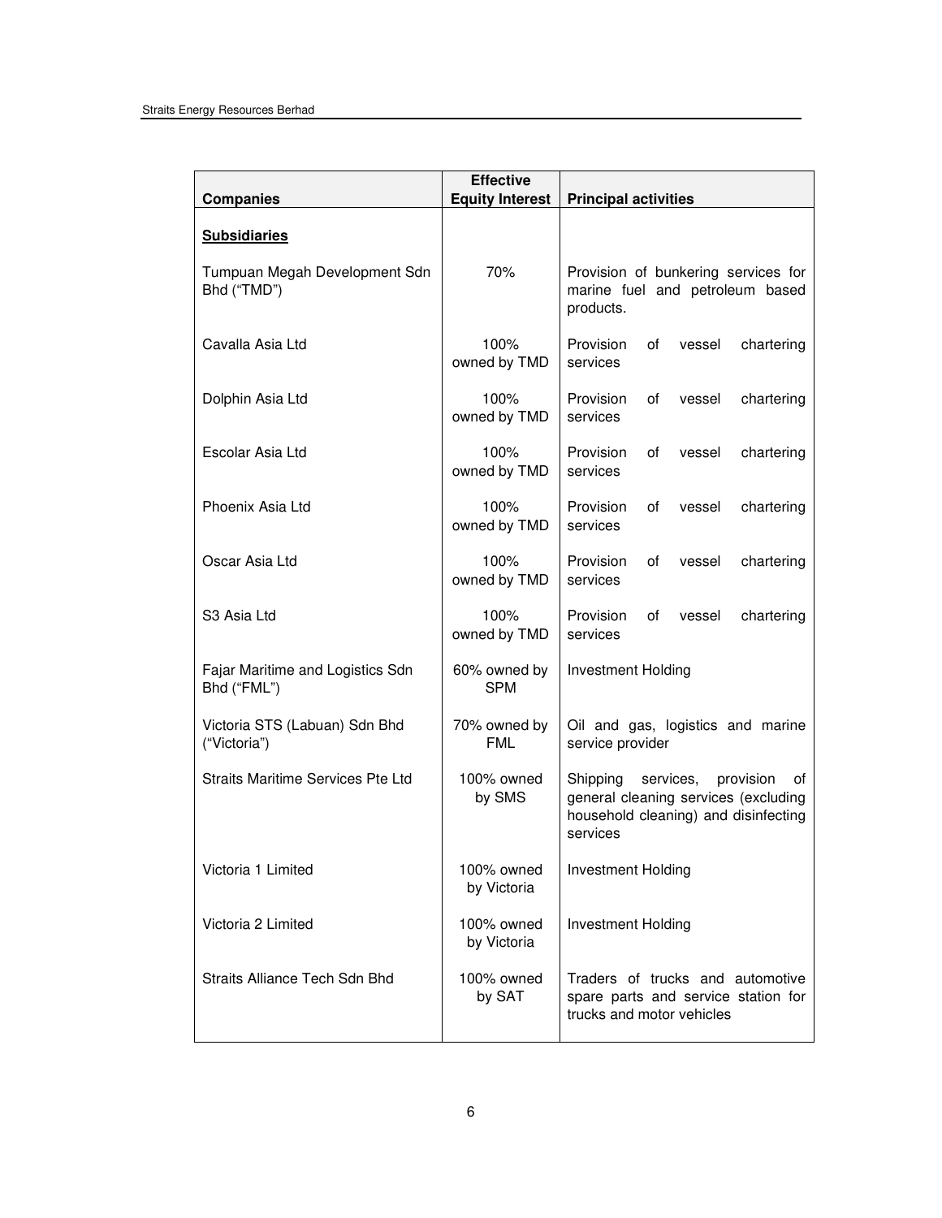| Companies | Effective Equity Interest | Principal activities |
|---|---|---|
| **Subsidiaries** | | |
| Tumpuan Megah Development Sdn Bhd ("TMD") | 70% | Provision of bunkering services for marine fuel and petroleum based products. |
| Cavalla Asia Ltd | 100% owned by TMD | Provision of vessel chartering services |
| Dolphin Asia Ltd | 100% owned by TMD | Provision of vessel chartering services |
| Escolar Asia Ltd | 100% owned by TMD | Provision of vessel chartering services |
| Phoenix Asia Ltd | 100% owned by TMD | Provision of vessel chartering services |
| Oscar Asia Ltd | 100% owned by TMD | Provision of vessel chartering services |
| S3 Asia Ltd | 100% owned by TMD | Provision of vessel chartering services |
| Fajar Maritime and Logistics Sdn Bhd ("FML") | 60% owned by SPM | Investment Holding |
| Victoria STS (Labuan) Sdn Bhd ("Victoria") | 70% owned by FML | Oil and gas, logistics and marine service provider |
| Straits Maritime Services Pte Ltd | 100% owned by SMS | Shipping services, provision of general cleaning services (excluding household cleaning) and disinfecting services |
| Victoria 1 Limited | 100% owned by Victoria | Investment Holding |
| Victoria 2 Limited | 100% owned by Victoria | Investment Holding |
| Straits Alliance Tech Sdn Bhd | 100% owned by SAT | Traders of trucks and automotive spare parts and service station for trucks and motor vehicles |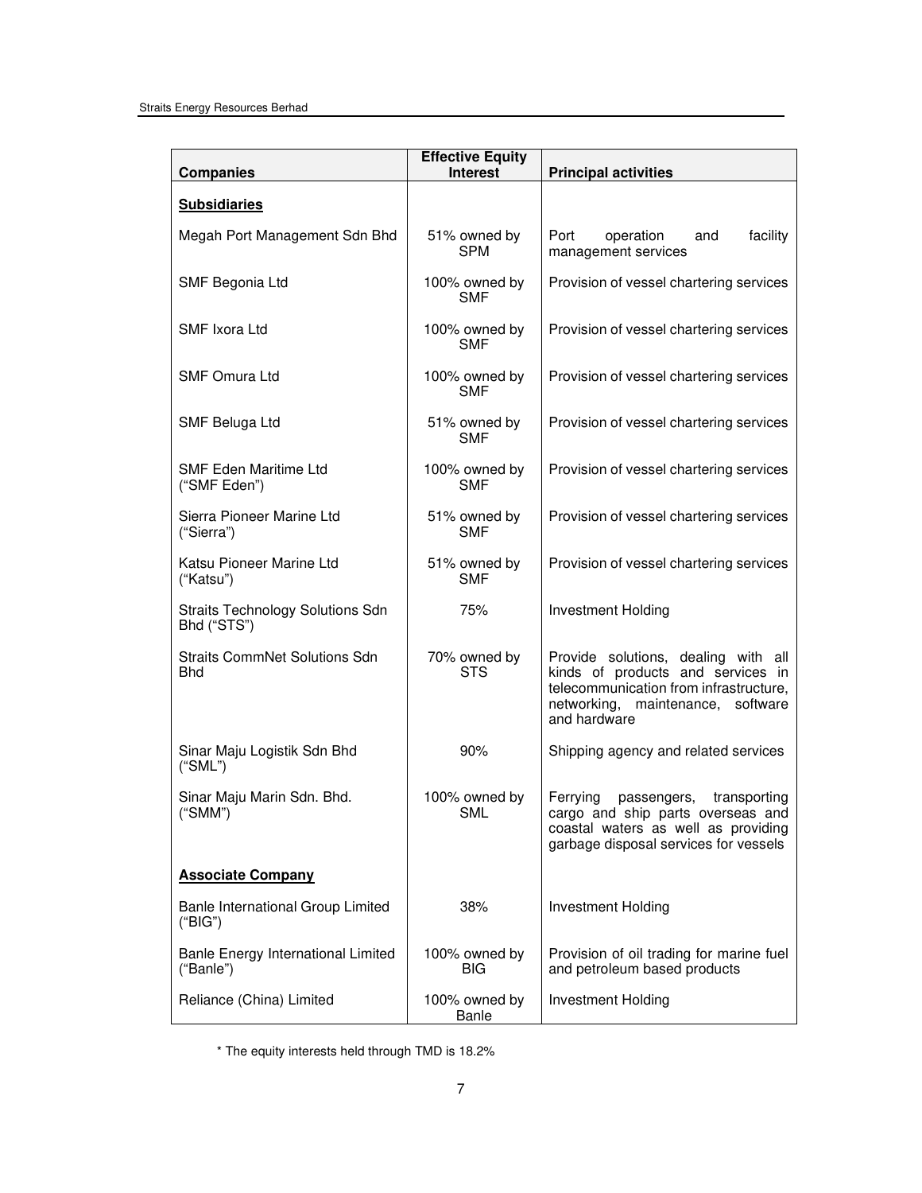| Companies | Effective Equity Interest | Principal activities |
|---|---|---|
| **Subsidiaries** | | |
| Megah Port Management Sdn Bhd | 51% owned by SPM | Port operation and facility management services |
| SMF Begonia Ltd | 100% owned by SMF | Provision of vessel chartering services |
| SMF Ixora Ltd | 100% owned by SMF | Provision of vessel chartering services |
| SMF Omura Ltd | 100% owned by SMF | Provision of vessel chartering services |
| SMF Beluga Ltd | 51% owned by SMF | Provision of vessel chartering services |
| SMF Eden Maritime Ltd ("SMF Eden") | 100% owned by SMF | Provision of vessel chartering services |
| Sierra Pioneer Marine Ltd ("Sierra") | 51% owned by SMF | Provision of vessel chartering services |
| Katsu Pioneer Marine Ltd ("Katsu") | 51% owned by SMF | Provision of vessel chartering services |
| Straits Technology Solutions Sdn Bhd ("STS") | 75% | Investment Holding |
| Straits CommNet Solutions Sdn Bhd | 70% owned by STS | Provide solutions, dealing with all kinds of products and services in telecommunication from infrastructure, networking, maintenance, software and hardware |
| Sinar Maju Logistik Sdn Bhd ("SML") | 90% | Shipping agency and related services |
| Sinar Maju Marin Sdn. Bhd. ("SMM") | 100% owned by SML | Ferrying passengers, transporting cargo and ship parts overseas and coastal waters as well as providing garbage disposal services for vessels |
| **Associate Company** | | |
| Banle International Group Limited ("BIG") | 38% | Investment Holding |
| Banle Energy International Limited ("Banle") | 100% owned by BIG | Provision of oil trading for marine fuel and petroleum based products |
| Reliance (China) Limited | 100% owned by Banle | Investment Holding |

\* The equity interests held through TMD is 18.2%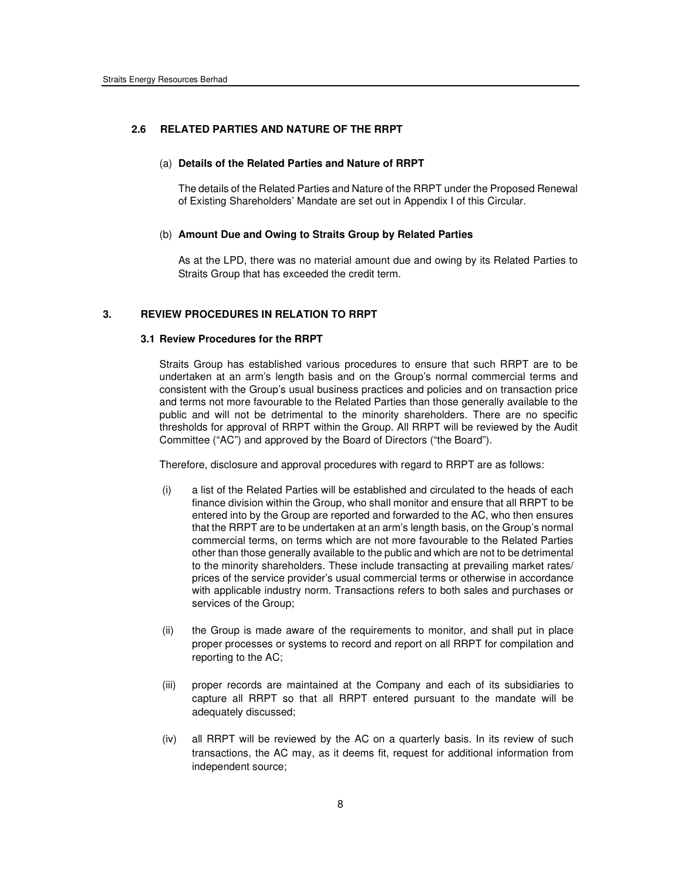### 2.6 RELATED PARTIES AND NATURE OF THE RRPT

(a) **Details of the Related Parties and Nature of RRPT**

The details of the Related Parties and Nature of the RRPT under the Proposed Renewal of Existing Shareholders' Mandate are set out in Appendix I of this Circular.

(b) **Amount Due and Owing to Straits Group by Related Parties**

As at the LPD, there was no material amount due and owing by its Related Parties to Straits Group that has exceeded the credit term.

## 3. REVIEW PROCEDURES IN RELATION TO RRPT

### 3.1 Review Procedures for the RRPT

Straits Group has established various procedures to ensure that such RRPT are to be undertaken at an arm's length basis and on the Group's normal commercial terms and consistent with the Group's usual business practices and policies and on transaction price and terms not more favourable to the Related Parties than those generally available to the public and will not be detrimental to the minority shareholders. There are no specific thresholds for approval of RRPT within the Group. All RRPT will be reviewed by the Audit Committee ("AC") and approved by the Board of Directors ("the Board").

Therefore, disclosure and approval procedures with regard to RRPT are as follows:

(i) a list of the Related Parties will be established and circulated to the heads of each finance division within the Group, who shall monitor and ensure that all RRPT to be entered into by the Group are reported and forwarded to the AC, who then ensures that the RRPT are to be undertaken at an arm's length basis, on the Group's normal commercial terms, on terms which are not more favourable to the Related Parties other than those generally available to the public and which are not to be detrimental to the minority shareholders. These include transacting at prevailing market rates/ prices of the service provider's usual commercial terms or otherwise in accordance with applicable industry norm. Transactions refers to both sales and purchases or services of the Group;

(ii) the Group is made aware of the requirements to monitor, and shall put in place proper processes or systems to record and report on all RRPT for compilation and reporting to the AC;

(iii) proper records are maintained at the Company and each of its subsidiaries to capture all RRPT so that all RRPT entered pursuant to the mandate will be adequately discussed;

(iv) all RRPT will be reviewed by the AC on a quarterly basis. In its review of such transactions, the AC may, as it deems fit, request for additional information from independent source;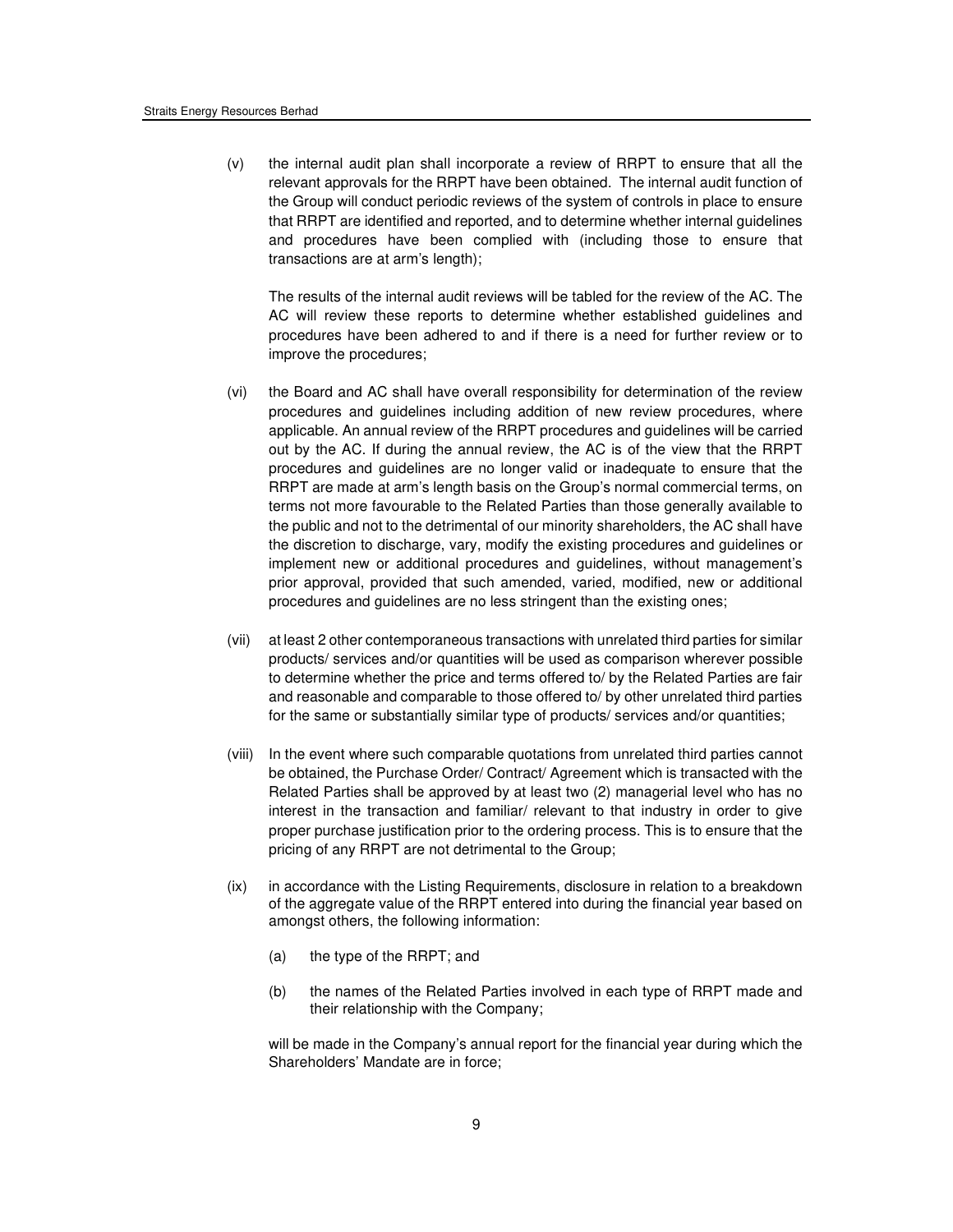(v) the internal audit plan shall incorporate a review of RRPT to ensure that all the relevant approvals for the RRPT have been obtained. The internal audit function of the Group will conduct periodic reviews of the system of controls in place to ensure that RRPT are identified and reported, and to determine whether internal guidelines and procedures have been complied with (including those to ensure that transactions are at arm's length);

The results of the internal audit reviews will be tabled for the review of the AC. The AC will review these reports to determine whether established guidelines and procedures have been adhered to and if there is a need for further review or to improve the procedures;

(vi) the Board and AC shall have overall responsibility for determination of the review procedures and guidelines including addition of new review procedures, where applicable. An annual review of the RRPT procedures and guidelines will be carried out by the AC. If during the annual review, the AC is of the view that the RRPT procedures and guidelines are no longer valid or inadequate to ensure that the RRPT are made at arm's length basis on the Group's normal commercial terms, on terms not more favourable to the Related Parties than those generally available to the public and not to the detrimental of our minority shareholders, the AC shall have the discretion to discharge, vary, modify the existing procedures and guidelines or implement new or additional procedures and guidelines, without management's prior approval, provided that such amended, varied, modified, new or additional procedures and guidelines are no less stringent than the existing ones;

(vii) at least 2 other contemporaneous transactions with unrelated third parties for similar products/ services and/or quantities will be used as comparison wherever possible to determine whether the price and terms offered to/ by the Related Parties are fair and reasonable and comparable to those offered to/ by other unrelated third parties for the same or substantially similar type of products/ services and/or quantities;

(viii) In the event where such comparable quotations from unrelated third parties cannot be obtained, the Purchase Order/ Contract/ Agreement which is transacted with the Related Parties shall be approved by at least two (2) managerial level who has no interest in the transaction and familiar/ relevant to that industry in order to give proper purchase justification prior to the ordering process. This is to ensure that the pricing of any RRPT are not detrimental to the Group;

(ix) in accordance with the Listing Requirements, disclosure in relation to a breakdown of the aggregate value of the RRPT entered into during the financial year based on amongst others, the following information:

   (a) the type of the RRPT; and

   (b) the names of the Related Parties involved in each type of RRPT made and their relationship with the Company;

will be made in the Company's annual report for the financial year during which the Shareholders' Mandate are in force;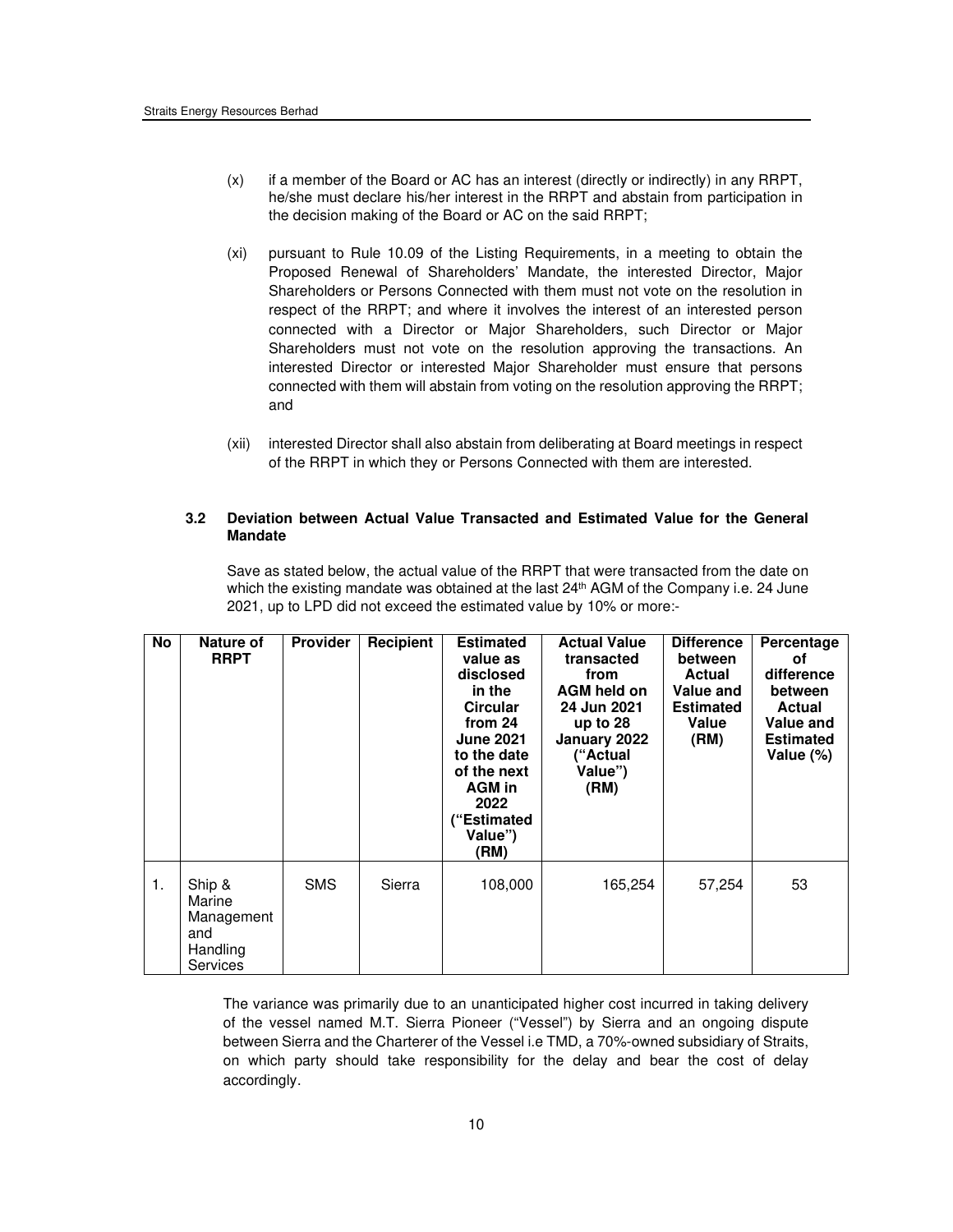(x) if a member of the Board or AC has an interest (directly or indirectly) in any RRPT, he/she must declare his/her interest in the RRPT and abstain from participation in the decision making of the Board or AC on the said RRPT;

(xi) pursuant to Rule 10.09 of the Listing Requirements, in a meeting to obtain the Proposed Renewal of Shareholders' Mandate, the interested Director, Major Shareholders or Persons Connected with them must not vote on the resolution in respect of the RRPT; and where it involves the interest of an interested person connected with a Director or Major Shareholders, such Director or Major Shareholders must not vote on the resolution approving the transactions. An interested Director or interested Major Shareholder must ensure that persons connected with them will abstain from voting on the resolution approving the RRPT; and

(xii) interested Director shall also abstain from deliberating at Board meetings in respect of the RRPT in which they or Persons Connected with them are interested.

### 3.2 Deviation between Actual Value Transacted and Estimated Value for the General Mandate

Save as stated below, the actual value of the RRPT that were transacted from the date on which the existing mandate was obtained at the last 24th AGM of the Company i.e. 24 June 2021, up to LPD did not exceed the estimated value by 10% or more:-

| No | Nature of RRPT | Provider | Recipient | Estimated value as disclosed in the Circular from 24 June 2021 to the date of the next AGM in 2022 ("Estimated Value") (RM) | Actual Value transacted from AGM held on 24 Jun 2021 up to 28 January 2022 ("Actual Value") (RM) | Difference between Actual Value and Estimated Value (RM) | Percentage of difference between Actual Value and Estimated Value (%) |
|---|---|---|---|---|---|---|---|
| 1. | Ship & Marine Management and Handling Services | SMS | Sierra | 108,000 | 165,254 | 57,254 | 53 |

The variance was primarily due to an unanticipated higher cost incurred in taking delivery of the vessel named M.T. Sierra Pioneer ("Vessel") by Sierra and an ongoing dispute between Sierra and the Charterer of the Vessel i.e TMD, a 70%-owned subsidiary of Straits, on which party should take responsibility for the delay and bear the cost of delay accordingly.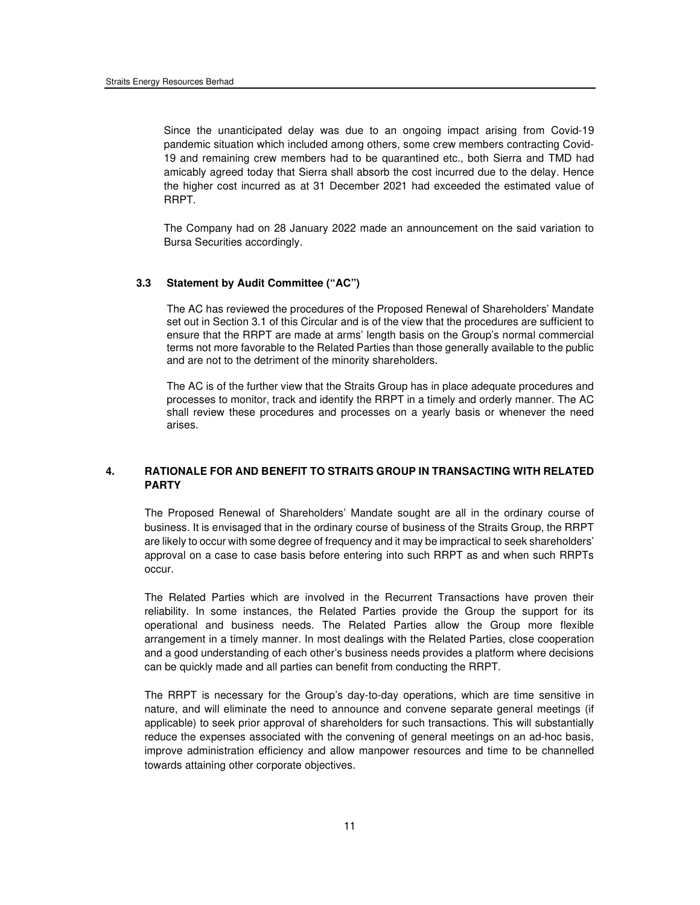Since the unanticipated delay was due to an ongoing impact arising from Covid-19 pandemic situation which included among others, some crew members contracting Covid-19 and remaining crew members had to be quarantined etc., both Sierra and TMD had amicably agreed today that Sierra shall absorb the cost incurred due to the delay. Hence the higher cost incurred as at 31 December 2021 had exceeded the estimated value of RRPT.

The Company had on 28 January 2022 made an announcement on the said variation to Bursa Securities accordingly.

### 3.3 Statement by Audit Committee ("AC")

The AC has reviewed the procedures of the Proposed Renewal of Shareholders' Mandate set out in Section 3.1 of this Circular and is of the view that the procedures are sufficient to ensure that the RRPT are made at arms' length basis on the Group's normal commercial terms not more favorable to the Related Parties than those generally available to the public and are not to the detriment of the minority shareholders.

The AC is of the further view that the Straits Group has in place adequate procedures and processes to monitor, track and identify the RRPT in a timely and orderly manner. The AC shall review these procedures and processes on a yearly basis or whenever the need arises.

## 4. RATIONALE FOR AND BENEFIT TO STRAITS GROUP IN TRANSACTING WITH RELATED PARTY

The Proposed Renewal of Shareholders' Mandate sought are all in the ordinary course of business. It is envisaged that in the ordinary course of business of the Straits Group, the RRPT are likely to occur with some degree of frequency and it may be impractical to seek shareholders' approval on a case to case basis before entering into such RRPT as and when such RRPTs occur.

The Related Parties which are involved in the Recurrent Transactions have proven their reliability. In some instances, the Related Parties provide the Group the support for its operational and business needs. The Related Parties allow the Group more flexible arrangement in a timely manner. In most dealings with the Related Parties, close cooperation and a good understanding of each other's business needs provides a platform where decisions can be quickly made and all parties can benefit from conducting the RRPT.

The RRPT is necessary for the Group's day-to-day operations, which are time sensitive in nature, and will eliminate the need to announce and convene separate general meetings (if applicable) to seek prior approval of shareholders for such transactions. This will substantially reduce the expenses associated with the convening of general meetings on an ad-hoc basis, improve administration efficiency and allow manpower resources and time to be channelled towards attaining other corporate objectives.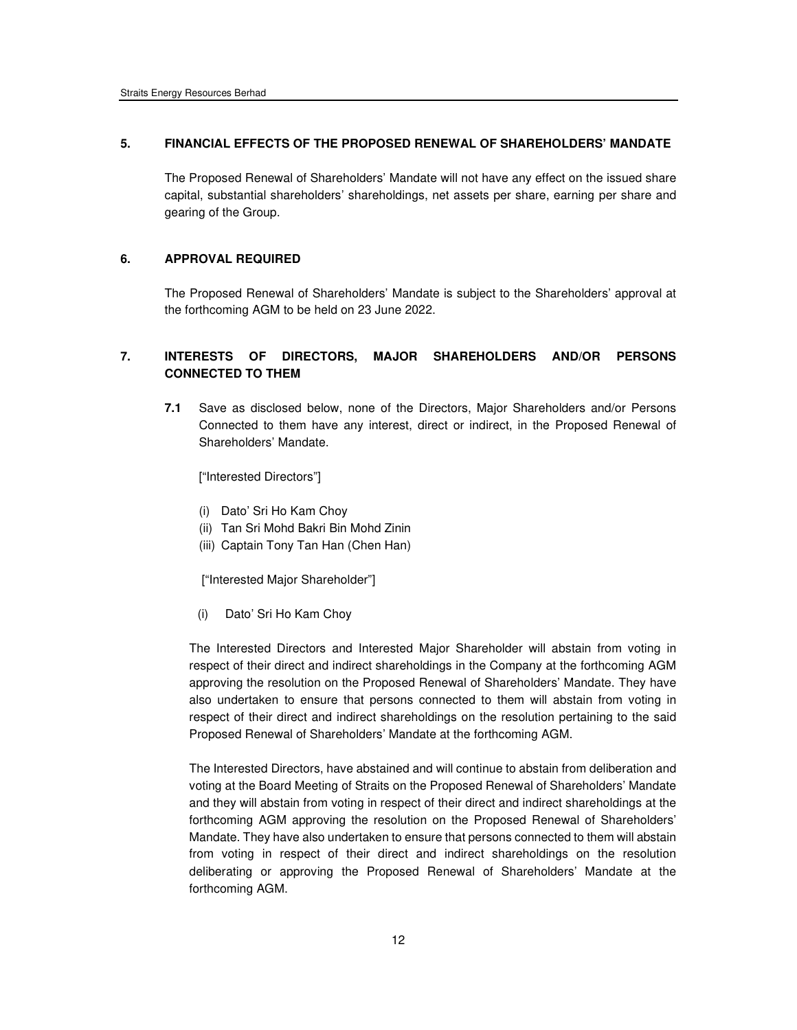## 5. FINANCIAL EFFECTS OF THE PROPOSED RENEWAL OF SHAREHOLDERS' MANDATE

The Proposed Renewal of Shareholders' Mandate will not have any effect on the issued share capital, substantial shareholders' shareholdings, net assets per share, earning per share and gearing of the Group.

## 6. APPROVAL REQUIRED

The Proposed Renewal of Shareholders' Mandate is subject to the Shareholders' approval at the forthcoming AGM to be held on 23 June 2022.

## 7. INTERESTS OF DIRECTORS, MAJOR SHAREHOLDERS AND/OR PERSONS CONNECTED TO THEM

**7.1** Save as disclosed below, none of the Directors, Major Shareholders and/or Persons Connected to them have any interest, direct or indirect, in the Proposed Renewal of Shareholders' Mandate.

["Interested Directors"]

(i) Dato' Sri Ho Kam Choy
(ii) Tan Sri Mohd Bakri Bin Mohd Zinin
(iii) Captain Tony Tan Han (Chen Han)

["Interested Major Shareholder"]

(i) Dato' Sri Ho Kam Choy

The Interested Directors and Interested Major Shareholder will abstain from voting in respect of their direct and indirect shareholdings in the Company at the forthcoming AGM approving the resolution on the Proposed Renewal of Shareholders' Mandate. They have also undertaken to ensure that persons connected to them will abstain from voting in respect of their direct and indirect shareholdings on the resolution pertaining to the said Proposed Renewal of Shareholders' Mandate at the forthcoming AGM.

The Interested Directors, have abstained and will continue to abstain from deliberation and voting at the Board Meeting of Straits on the Proposed Renewal of Shareholders' Mandate and they will abstain from voting in respect of their direct and indirect shareholdings at the forthcoming AGM approving the resolution on the Proposed Renewal of Shareholders' Mandate. They have also undertaken to ensure that persons connected to them will abstain from voting in respect of their direct and indirect shareholdings on the resolution deliberating or approving the Proposed Renewal of Shareholders' Mandate at the forthcoming AGM.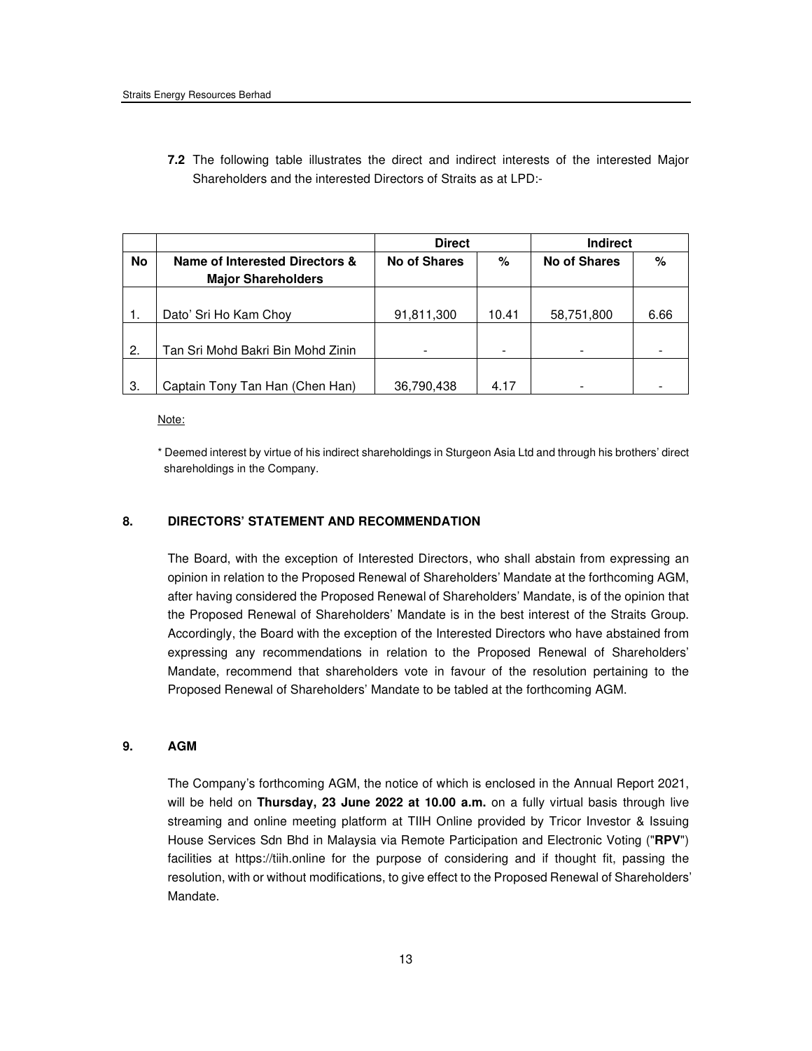**7.2** The following table illustrates the direct and indirect interests of the interested Major Shareholders and the interested Directors of Straits as at LPD:-

| | | Direct | | Indirect | |
|---|---|---|---|---|---|
| **No** | **Name of Interested Directors & Major Shareholders** | **No of Shares** | **%** | **No of Shares** | **%** |
| 1. | Dato' Sri Ho Kam Choy | 91,811,300 | 10.41 | 58,751,800 | 6.66 |
| 2. | Tan Sri Mohd Bakri Bin Mohd Zinin | - | - | - | - |
| 3. | Captain Tony Tan Han (Chen Han) | 36,790,438 | 4.17 | - | - |

Note:

\* Deemed interest by virtue of his indirect shareholdings in Sturgeon Asia Ltd and through his brothers' direct shareholdings in the Company.

## 8. DIRECTORS' STATEMENT AND RECOMMENDATION

The Board, with the exception of Interested Directors, who shall abstain from expressing an opinion in relation to the Proposed Renewal of Shareholders' Mandate at the forthcoming AGM, after having considered the Proposed Renewal of Shareholders' Mandate, is of the opinion that the Proposed Renewal of Shareholders' Mandate is in the best interest of the Straits Group. Accordingly, the Board with the exception of the Interested Directors who have abstained from expressing any recommendations in relation to the Proposed Renewal of Shareholders' Mandate, recommend that shareholders vote in favour of the resolution pertaining to the Proposed Renewal of Shareholders' Mandate to be tabled at the forthcoming AGM.

## 9. AGM

The Company's forthcoming AGM, the notice of which is enclosed in the Annual Report 2021, will be held on **Thursday, 23 June 2022 at 10.00 a.m.** on a fully virtual basis through live streaming and online meeting platform at TIIH Online provided by Tricor Investor & Issuing House Services Sdn Bhd in Malaysia via Remote Participation and Electronic Voting ("**RPV**") facilities at https://tiih.online for the purpose of considering and if thought fit, passing the resolution, with or without modifications, to give effect to the Proposed Renewal of Shareholders' Mandate.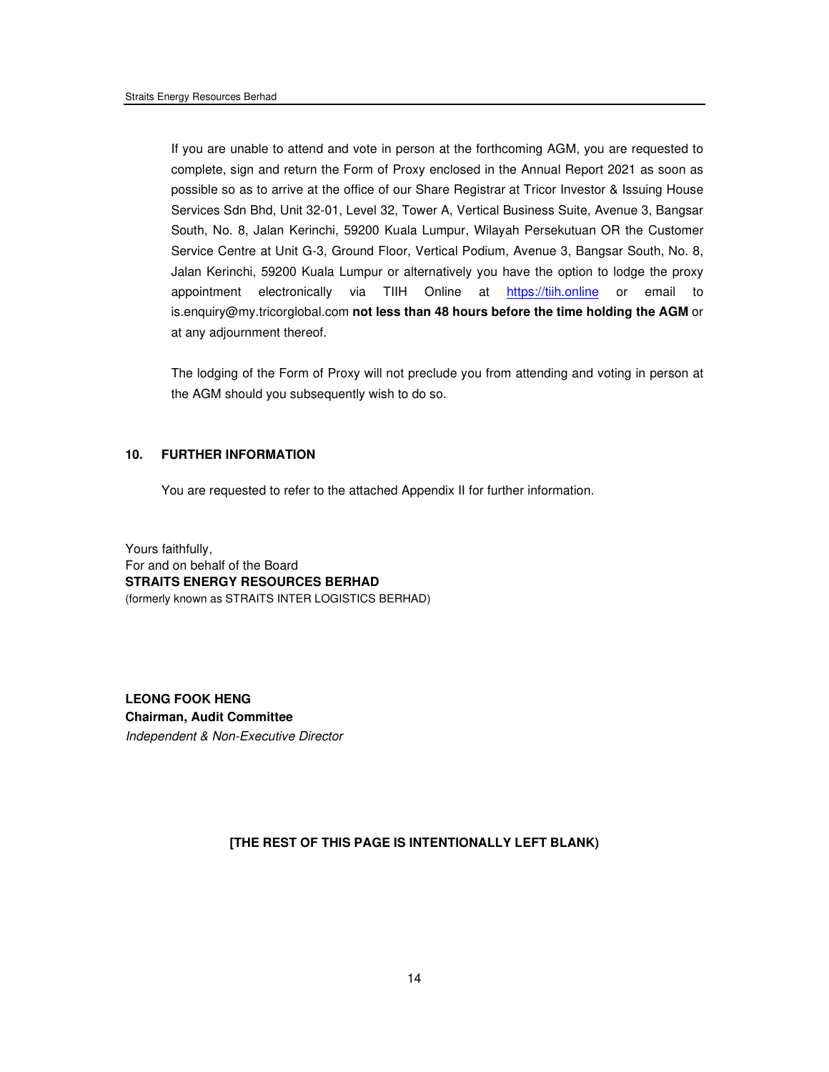If you are unable to attend and vote in person at the forthcoming AGM, you are requested to complete, sign and return the Form of Proxy enclosed in the Annual Report 2021 as soon as possible so as to arrive at the office of our Share Registrar at Tricor Investor & Issuing House Services Sdn Bhd, Unit 32-01, Level 32, Tower A, Vertical Business Suite, Avenue 3, Bangsar South, No. 8, Jalan Kerinchi, 59200 Kuala Lumpur, Wilayah Persekutuan OR the Customer Service Centre at Unit G-3, Ground Floor, Vertical Podium, Avenue 3, Bangsar South, No. 8, Jalan Kerinchi, 59200 Kuala Lumpur or alternatively you have the option to lodge the proxy appointment electronically via TIIH Online at https://tiih.online or email to is.enquiry@my.tricorglobal.com **not less than 48 hours before the time holding the AGM** or at any adjournment thereof.

The lodging of the Form of Proxy will not preclude you from attending and voting in person at the AGM should you subsequently wish to do so.

## 10. FURTHER INFORMATION

You are requested to refer to the attached Appendix II for further information.

Yours faithfully,
For and on behalf of the Board
**STRAITS ENERGY RESOURCES BERHAD**
(formerly known as STRAITS INTER LOGISTICS BERHAD)

**LEONG FOOK HENG**
**Chairman, Audit Committee**
*Independent & Non-Executive Director*

**[THE REST OF THIS PAGE IS INTENTIONALLY LEFT BLANK)**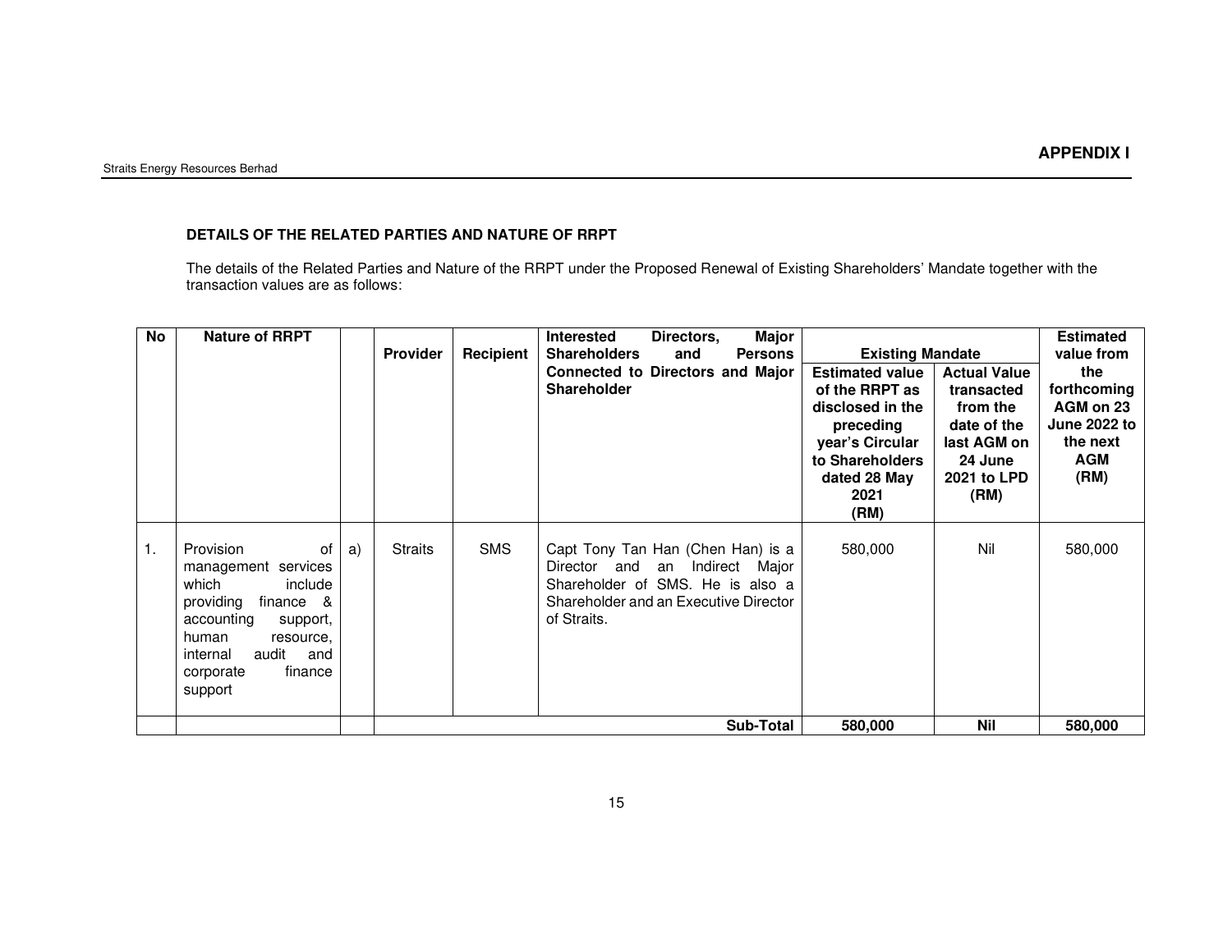# APPENDIX I

### DETAILS OF THE RELATED PARTIES AND NATURE OF RRPT

The details of the Related Parties and Nature of the RRPT under the Proposed Renewal of Existing Shareholders' Mandate together with the transaction values are as follows:

| No | Nature of RRPT | | Provider | Recipient | Interested Directors, Major Shareholders and Persons Connected to Directors and Major Shareholder | Existing Mandate | | Estimated value from the forthcoming AGM on 23 June 2022 to the next AGM (RM) |
|---|---|---|---|---|---|---|---|---|
| | | | | | | Estimated value of the RRPT as disclosed in the preceding year's Circular to Shareholders dated 28 May 2021 (RM) | Actual Value transacted from the date of the last AGM on 24 June 2021 to LPD (RM) | |
| 1. | Provision of management services which include providing finance & accounting support, human resource, internal audit and corporate finance support | a) | Straits | SMS | Capt Tony Tan Han (Chen Han) is a Director and an Indirect Major Shareholder of SMS. He is also a Shareholder and an Executive Director of Straits. | 580,000 | Nil | 580,000 |
| | | | | | **Sub-Total** | **580,000** | **Nil** | **580,000** |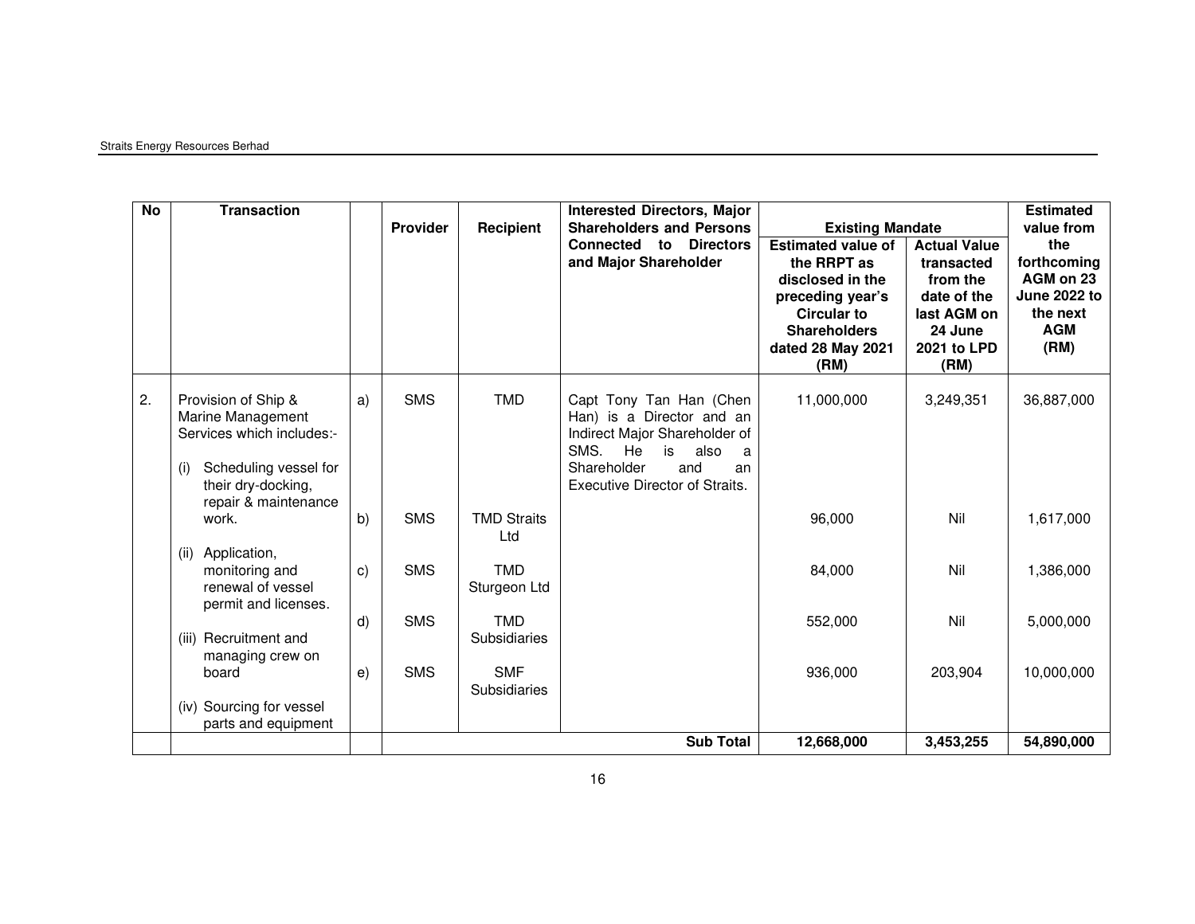| No | Transaction | | Provider | Recipient | Interested Directors, Major Shareholders and Persons Connected to Directors and Major Shareholder | Existing Mandate | | Estimated value from the forthcoming AGM on 23 June 2022 to the next AGM (RM) |
|---|---|---|---|---|---|---|---|---|
| | | | | | | Estimated value of the RRPT as disclosed in the preceding year's Circular to Shareholders dated 28 May 2021 (RM) | Actual Value transacted from the date of the last AGM on 24 June 2021 to LPD (RM) | |
| 2. | Provision of Ship & Marine Management Services which includes:-<br>(i) Scheduling vessel for their dry-docking, repair & maintenance work.<br>(ii) Application, monitoring and renewal of vessel permit and licenses.<br>(iii) Recruitment and managing crew on board<br>(iv) Sourcing for vessel parts and equipment | a) | SMS | TMD | Capt Tony Tan Han (Chen Han) is a Director and an Indirect Major Shareholder of SMS. He is also a Shareholder and an Executive Director of Straits. | 11,000,000 | 3,249,351 | 36,887,000 |
| | | b) | SMS | TMD Straits Ltd | | 96,000 | Nil | 1,617,000 |
| | | c) | SMS | TMD Sturgeon Ltd | | 84,000 | Nil | 1,386,000 |
| | | d) | SMS | TMD Subsidiaries | | 552,000 | Nil | 5,000,000 |
| | | e) | SMS | SMF Subsidiaries | | 936,000 | 203,904 | 10,000,000 |
| | | | | | **Sub Total** | **12,668,000** | **3,453,255** | **54,890,000** |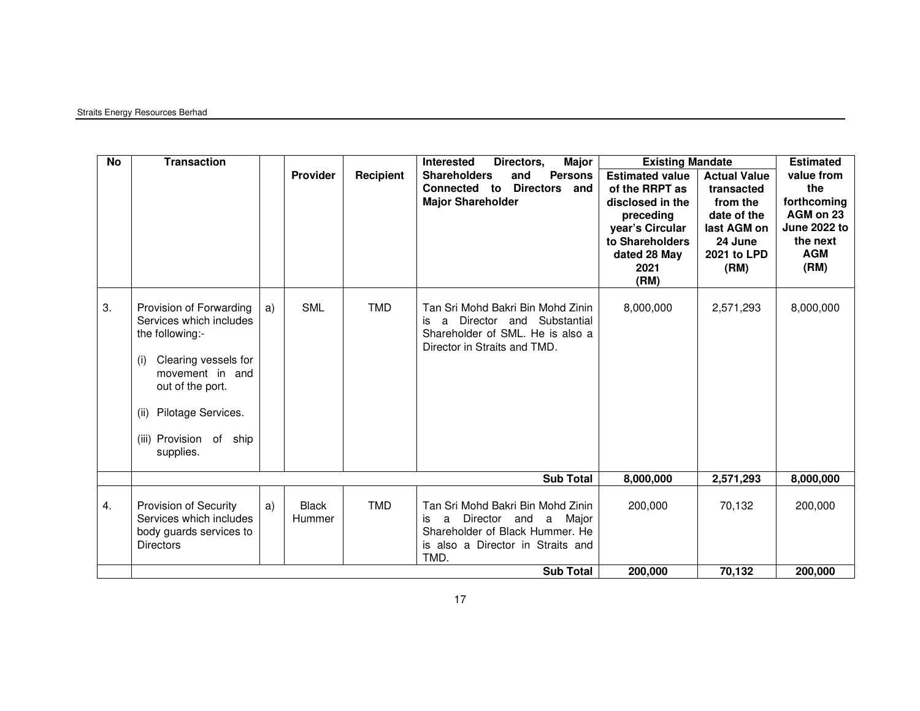| No | Transaction | | Provider | Recipient | Interested Directors, Major Shareholders and Persons Connected to Directors and Major Shareholder | Existing Mandate | | Estimated value from the forthcoming AGM on 23 June 2022 to the next AGM (RM) |
|---|---|---|---|---|---|---|---|---|
| | | | | | | Estimated value of the RRPT as disclosed in the preceding year's Circular to Shareholders dated 28 May 2021 (RM) | Actual Value transacted from the date of the last AGM on 24 June 2021 to LPD (RM) | |
| 3. | Provision of Forwarding Services which includes the following:-<br><br>(i) Clearing vessels for movement in and out of the port.<br><br>(ii) Pilotage Services.<br><br>(iii) Provision of ship supplies. | a) | SML | TMD | Tan Sri Mohd Bakri Bin Mohd Zinin is a Director and Substantial Shareholder of SML. He is also a Director in Straits and TMD. | 8,000,000 | 2,571,293 | 8,000,000 |
| | | | | | **Sub Total** | **8,000,000** | **2,571,293** | **8,000,000** |
| 4. | Provision of Security Services which includes body guards services to Directors | a) | Black Hummer | TMD | Tan Sri Mohd Bakri Bin Mohd Zinin is a Director and a Major Shareholder of Black Hummer. He is also a Director in Straits and TMD. | 200,000 | 70,132 | 200,000 |
| | | | | | **Sub Total** | **200,000** | **70,132** | **200,000** |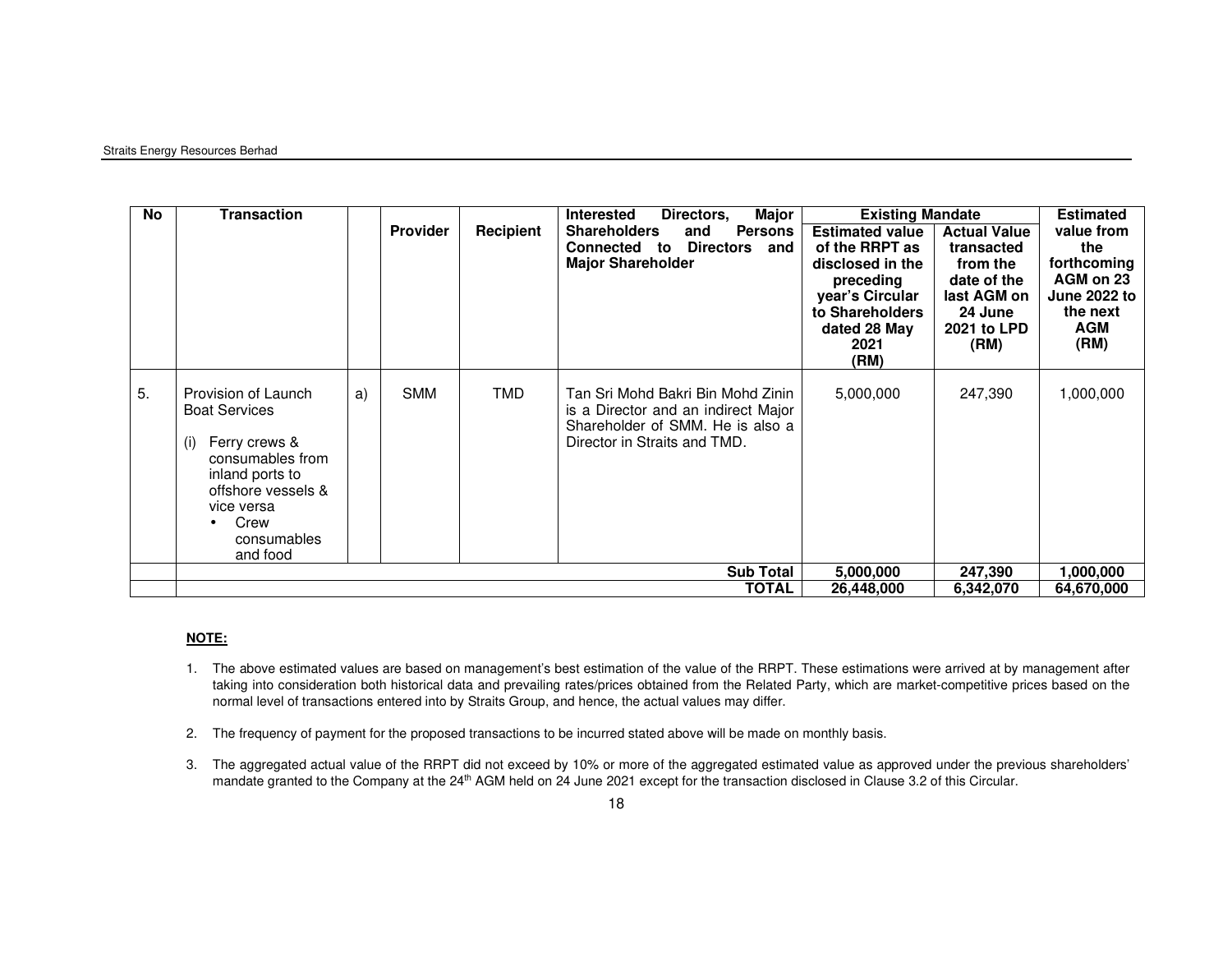| No | Transaction | | Provider | Recipient | Interested Directors, Major Shareholders and Persons Connected to Directors and Major Shareholder | Existing Mandate | | Estimated value from the forthcoming AGM on 23 June 2022 to the next AGM (RM) |
|---|---|---|---|---|---|---|---|---|
| | | | | | | Estimated value of the RRPT as disclosed in the preceding year's Circular to Shareholders dated 28 May 2021 (RM) | Actual Value transacted from the date of the last AGM on 24 June 2021 to LPD (RM) | |
| 5. | Provision of Launch Boat Services<br><br>(i) Ferry crews & consumables from inland ports to offshore vessels & vice versa<br>• Crew consumables and food | a) | SMM | TMD | Tan Sri Mohd Bakri Bin Mohd Zinin is a Director and an indirect Major Shareholder of SMM. He is also a Director in Straits and TMD. | 5,000,000 | 247,390 | 1,000,000 |
| | | | | | **Sub Total** | **5,000,000** | **247,390** | **1,000,000** |
| | | | | | **TOTAL** | **26,448,000** | **6,342,070** | **64,670,000** |

**NOTE:**

1. The above estimated values are based on management's best estimation of the value of the RRPT. These estimations were arrived at by management after taking into consideration both historical data and prevailing rates/prices obtained from the Related Party, which are market-competitive prices based on the normal level of transactions entered into by Straits Group, and hence, the actual values may differ.

2. The frequency of payment for the proposed transactions to be incurred stated above will be made on monthly basis.

3. The aggregated actual value of the RRPT did not exceed by 10% or more of the aggregated estimated value as approved under the previous shareholders' mandate granted to the Company at the 24th AGM held on 24 June 2021 except for the transaction disclosed in Clause 3.2 of this Circular.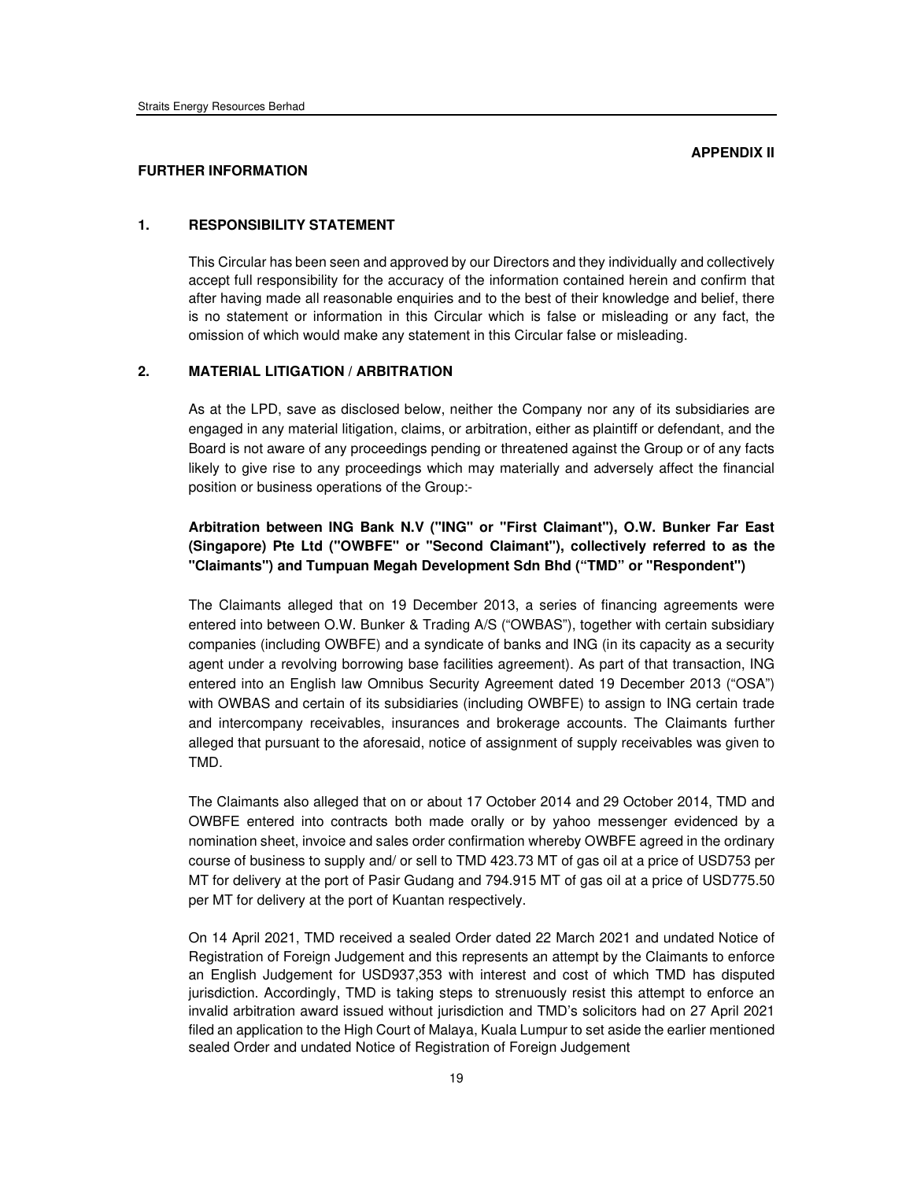**APPENDIX II**

**FURTHER INFORMATION**

## 1. RESPONSIBILITY STATEMENT

This Circular has been seen and approved by our Directors and they individually and collectively accept full responsibility for the accuracy of the information contained herein and confirm that after having made all reasonable enquiries and to the best of their knowledge and belief, there is no statement or information in this Circular which is false or misleading or any fact, the omission of which would make any statement in this Circular false or misleading.

## 2. MATERIAL LITIGATION / ARBITRATION

As at the LPD, save as disclosed below, neither the Company nor any of its subsidiaries are engaged in any material litigation, claims, or arbitration, either as plaintiff or defendant, and the Board is not aware of any proceedings pending or threatened against the Group or of any facts likely to give rise to any proceedings which may materially and adversely affect the financial position or business operations of the Group:-

**Arbitration between ING Bank N.V ("ING" or "First Claimant"), O.W. Bunker Far East (Singapore) Pte Ltd ("OWBFE" or "Second Claimant"), collectively referred to as the "Claimants") and Tumpuan Megah Development Sdn Bhd ("TMD" or "Respondent")**

The Claimants alleged that on 19 December 2013, a series of financing agreements were entered into between O.W. Bunker & Trading A/S ("OWBAS"), together with certain subsidiary companies (including OWBFE) and a syndicate of banks and ING (in its capacity as a security agent under a revolving borrowing base facilities agreement). As part of that transaction, ING entered into an English law Omnibus Security Agreement dated 19 December 2013 ("OSA") with OWBAS and certain of its subsidiaries (including OWBFE) to assign to ING certain trade and intercompany receivables, insurances and brokerage accounts. The Claimants further alleged that pursuant to the aforesaid, notice of assignment of supply receivables was given to TMD.

The Claimants also alleged that on or about 17 October 2014 and 29 October 2014, TMD and OWBFE entered into contracts both made orally or by yahoo messenger evidenced by a nomination sheet, invoice and sales order confirmation whereby OWBFE agreed in the ordinary course of business to supply and/ or sell to TMD 423.73 MT of gas oil at a price of USD753 per MT for delivery at the port of Pasir Gudang and 794.915 MT of gas oil at a price of USD775.50 per MT for delivery at the port of Kuantan respectively.

On 14 April 2021, TMD received a sealed Order dated 22 March 2021 and undated Notice of Registration of Foreign Judgement and this represents an attempt by the Claimants to enforce an English Judgement for USD937,353 with interest and cost of which TMD has disputed jurisdiction. Accordingly, TMD is taking steps to strenuously resist this attempt to enforce an invalid arbitration award issued without jurisdiction and TMD's solicitors had on 27 April 2021 filed an application to the High Court of Malaya, Kuala Lumpur to set aside the earlier mentioned sealed Order and undated Notice of Registration of Foreign Judgement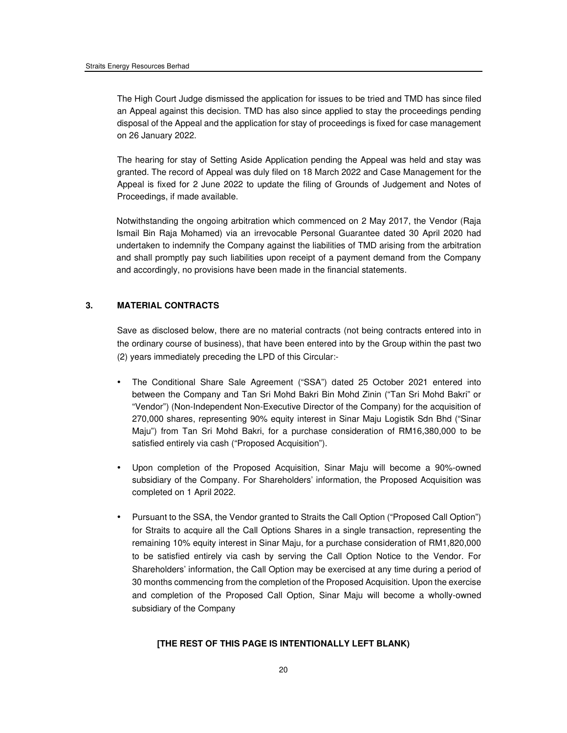The High Court Judge dismissed the application for issues to be tried and TMD has since filed an Appeal against this decision. TMD has also since applied to stay the proceedings pending disposal of the Appeal and the application for stay of proceedings is fixed for case management on 26 January 2022.

The hearing for stay of Setting Aside Application pending the Appeal was held and stay was granted. The record of Appeal was duly filed on 18 March 2022 and Case Management for the Appeal is fixed for 2 June 2022 to update the filing of Grounds of Judgement and Notes of Proceedings, if made available.

Notwithstanding the ongoing arbitration which commenced on 2 May 2017, the Vendor (Raja Ismail Bin Raja Mohamed) via an irrevocable Personal Guarantee dated 30 April 2020 had undertaken to indemnify the Company against the liabilities of TMD arising from the arbitration and shall promptly pay such liabilities upon receipt of a payment demand from the Company and accordingly, no provisions have been made in the financial statements.

## 3. MATERIAL CONTRACTS

Save as disclosed below, there are no material contracts (not being contracts entered into in the ordinary course of business), that have been entered into by the Group within the past two (2) years immediately preceding the LPD of this Circular:-

- The Conditional Share Sale Agreement ("SSA") dated 25 October 2021 entered into between the Company and Tan Sri Mohd Bakri Bin Mohd Zinin ("Tan Sri Mohd Bakri" or "Vendor") (Non-Independent Non-Executive Director of the Company) for the acquisition of 270,000 shares, representing 90% equity interest in Sinar Maju Logistik Sdn Bhd ("Sinar Maju") from Tan Sri Mohd Bakri, for a purchase consideration of RM16,380,000 to be satisfied entirely via cash ("Proposed Acquisition").
- Upon completion of the Proposed Acquisition, Sinar Maju will become a 90%-owned subsidiary of the Company. For Shareholders' information, the Proposed Acquisition was completed on 1 April 2022.
- Pursuant to the SSA, the Vendor granted to Straits the Call Option ("Proposed Call Option") for Straits to acquire all the Call Options Shares in a single transaction, representing the remaining 10% equity interest in Sinar Maju, for a purchase consideration of RM1,820,000 to be satisfied entirely via cash by serving the Call Option Notice to the Vendor. For Shareholders' information, the Call Option may be exercised at any time during a period of 30 months commencing from the completion of the Proposed Acquisition. Upon the exercise and completion of the Proposed Call Option, Sinar Maju will become a wholly-owned subsidiary of the Company

**[THE REST OF THIS PAGE IS INTENTIONALLY LEFT BLANK)**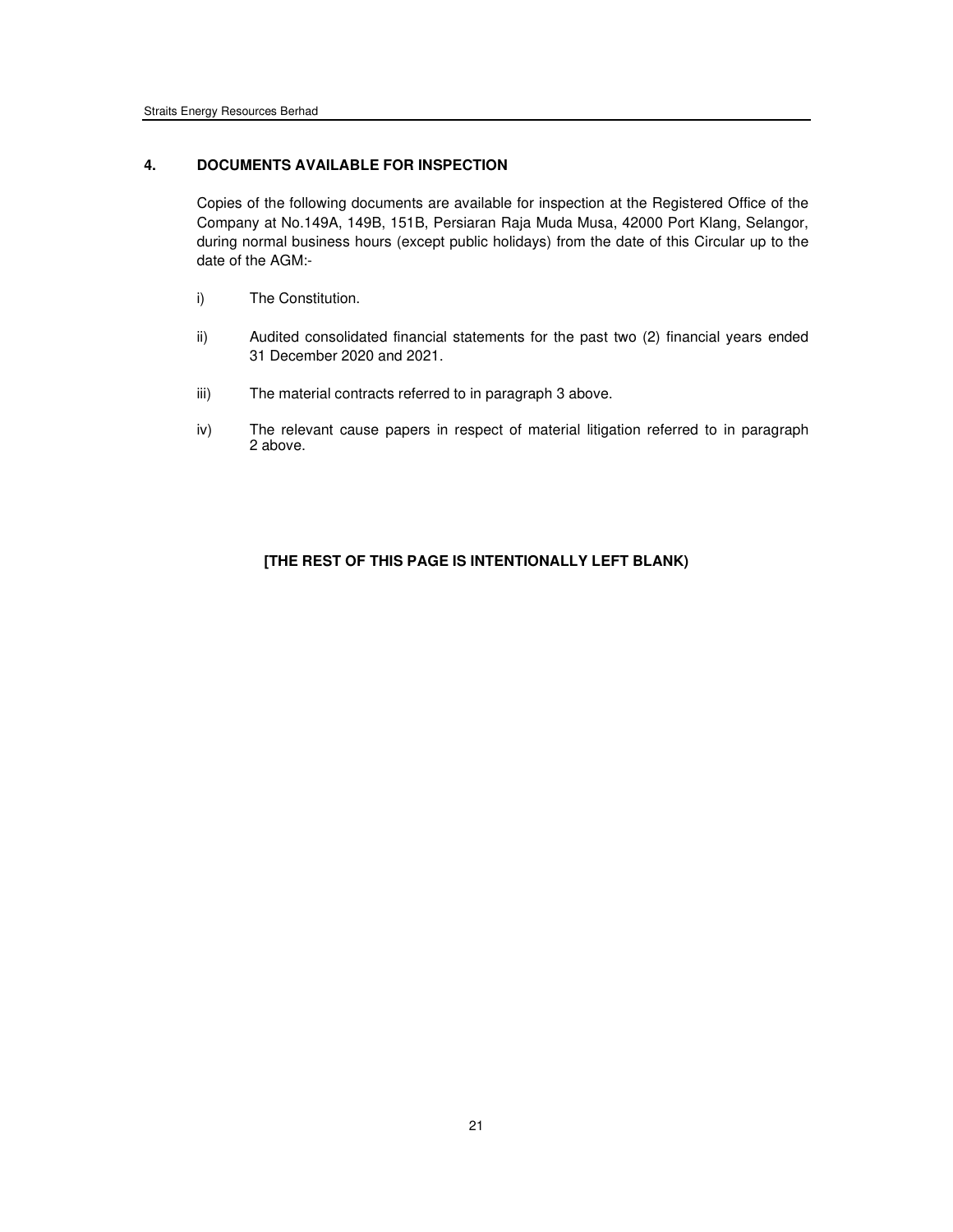## 4. DOCUMENTS AVAILABLE FOR INSPECTION

Copies of the following documents are available for inspection at the Registered Office of the Company at No.149A, 149B, 151B, Persiaran Raja Muda Musa, 42000 Port Klang, Selangor, during normal business hours (except public holidays) from the date of this Circular up to the date of the AGM:-

i) The Constitution.

ii) Audited consolidated financial statements for the past two (2) financial years ended 31 December 2020 and 2021.

iii) The material contracts referred to in paragraph 3 above.

iv) The relevant cause papers in respect of material litigation referred to in paragraph 2 above.

**[THE REST OF THIS PAGE IS INTENTIONALLY LEFT BLANK)**